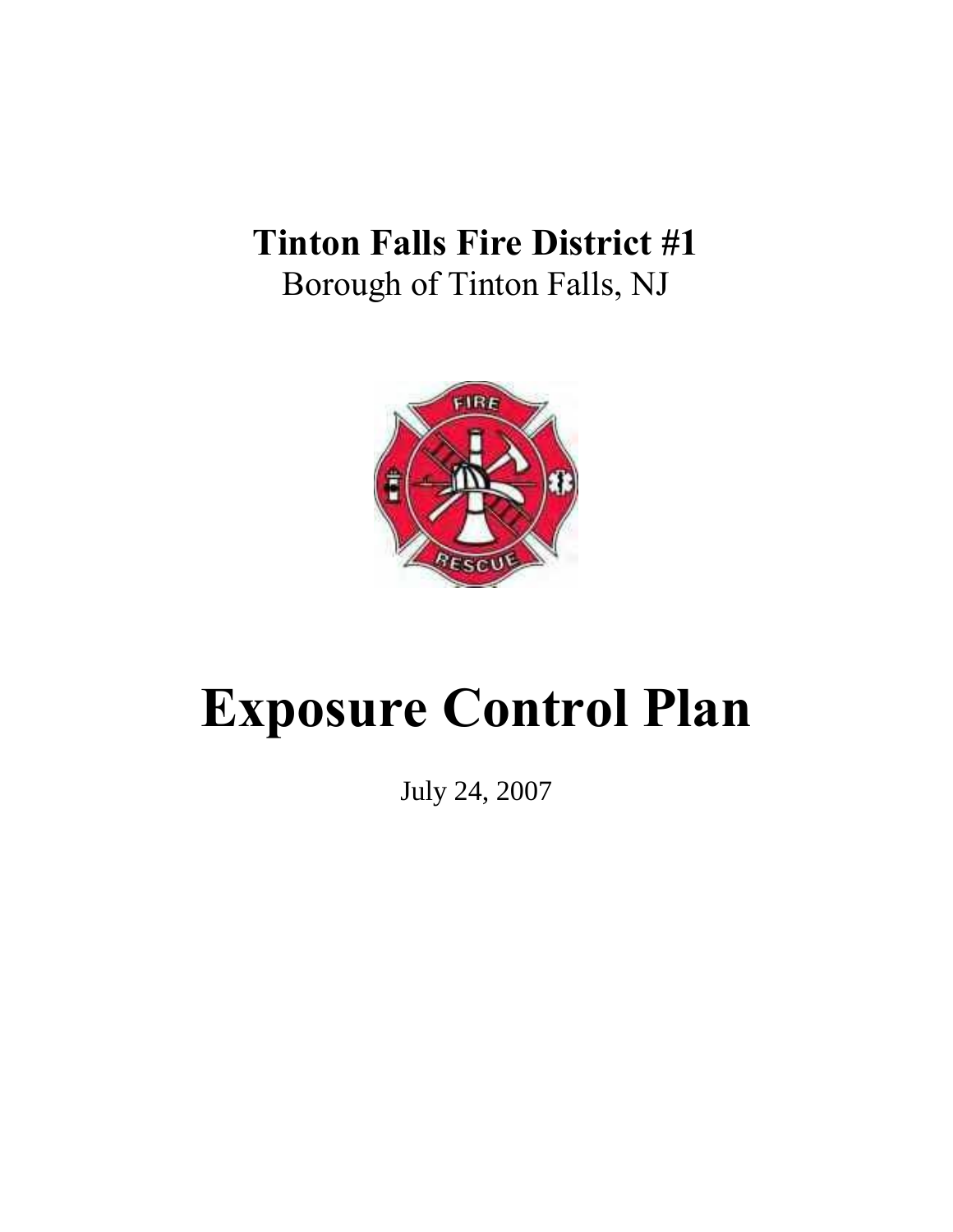**Tinton Falls Fire District #1**

Borough of Tinton Falls, NJ

# Exposure Control Plan

July 24, 2007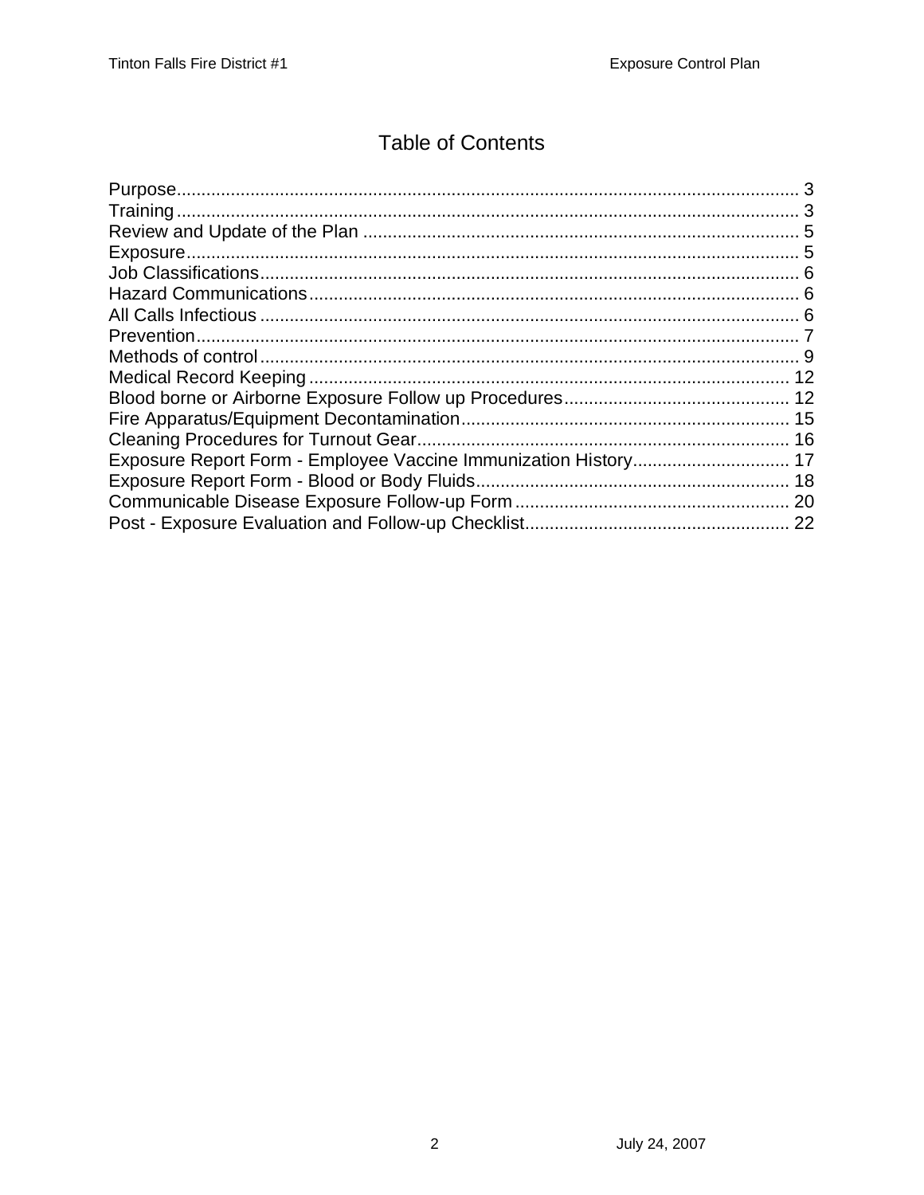# Table of Contents

Purpose................................................................................................................ 3
Training................................................................................................................ 3
Review and Update of the Plan ........................................................................ 5
Exposure............................................................................................................. 5
Job Classifications............................................................................................. 6
Hazard Communications.................................................................................... 6
All Calls Infectious ............................................................................................. 6
Prevention........................................................................................................... 7
Methods of control ............................................................................................. 9
Medical Record Keeping ................................................................................. 12
Blood borne or Airborne Exposure Follow up Procedures............................. 12
Fire Apparatus/Equipment Decontamination................................................... 15
Cleaning Procedures for Turnout Gear............................................................ 16
Exposure Report Form - Employee Vaccine Immunization History................ 17
Exposure Report Form - Blood or Body Fluids............................................... 18
Communicable Disease Exposure Follow-up Form ....................................... 20
Post - Exposure Evaluation and Follow-up Checklist...................................... 22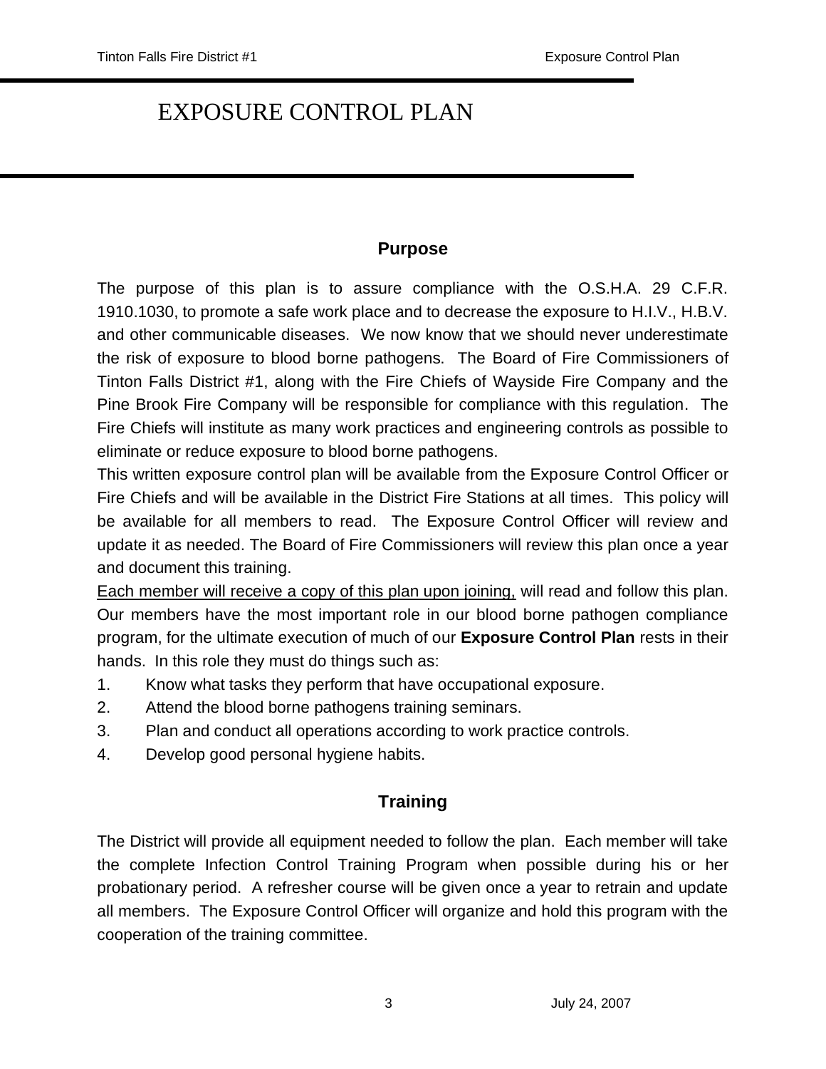# EXPOSURE CONTROL PLAN

## Purpose

The purpose of this plan is to assure compliance with the O.S.H.A. 29 C.F.R. 1910.1030, to promote a safe work place and to decrease the exposure to H.I.V., H.B.V. and other communicable diseases. We now know that we should never underestimate the risk of exposure to blood borne pathogens. The Board of Fire Commissioners of Tinton Falls District #1, along with the Fire Chiefs of Wayside Fire Company and the Pine Brook Fire Company will be responsible for compliance with this regulation. The Fire Chiefs will institute as many work practices and engineering controls as possible to eliminate or reduce exposure to blood borne pathogens.

This written exposure control plan will be available from the Exposure Control Officer or Fire Chiefs and will be available in the District Fire Stations at all times. This policy will be available for all members to read. The Exposure Control Officer will review and update it as needed. The Board of Fire Commissioners will review this plan once a year and document this training.

<u>Each member will receive a copy of this plan upon joining,</u> will read and follow this plan. Our members have the most important role in our blood borne pathogen compliance program, for the ultimate execution of much of our **Exposure Control Plan** rests in their hands. In this role they must do things such as:

1. Know what tasks they perform that have occupational exposure.
2. Attend the blood borne pathogens training seminars.
3. Plan and conduct all operations according to work practice controls.
4. Develop good personal hygiene habits.

## Training

The District will provide all equipment needed to follow the plan. Each member will take the complete Infection Control Training Program when possible during his or her probationary period. A refresher course will be given once a year to retrain and update all members. The Exposure Control Officer will organize and hold this program with the cooperation of the training committee.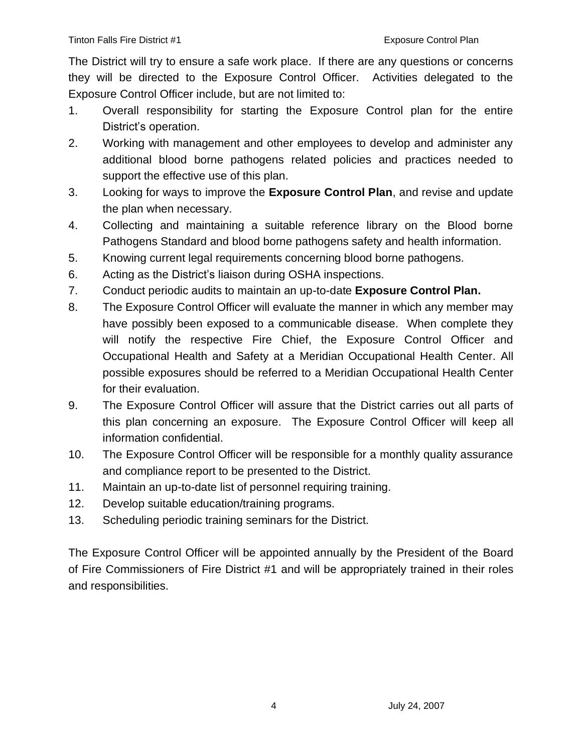The District will try to ensure a safe work place. If there are any questions or concerns they will be directed to the Exposure Control Officer. Activities delegated to the Exposure Control Officer include, but are not limited to:

1. Overall responsibility for starting the Exposure Control plan for the entire District's operation.
2. Working with management and other employees to develop and administer any additional blood borne pathogens related policies and practices needed to support the effective use of this plan.
3. Looking for ways to improve the **Exposure Control Plan**, and revise and update the plan when necessary.
4. Collecting and maintaining a suitable reference library on the Blood borne Pathogens Standard and blood borne pathogens safety and health information.
5. Knowing current legal requirements concerning blood borne pathogens.
6. Acting as the District's liaison during OSHA inspections.
7. Conduct periodic audits to maintain an up-to-date **Exposure Control Plan.**
8. The Exposure Control Officer will evaluate the manner in which any member may have possibly been exposed to a communicable disease. When complete they will notify the respective Fire Chief, the Exposure Control Officer and Occupational Health and Safety at a Meridian Occupational Health Center. All possible exposures should be referred to a Meridian Occupational Health Center for their evaluation.
9. The Exposure Control Officer will assure that the District carries out all parts of this plan concerning an exposure. The Exposure Control Officer will keep all information confidential.
10. The Exposure Control Officer will be responsible for a monthly quality assurance and compliance report to be presented to the District.
11. Maintain an up-to-date list of personnel requiring training.
12. Develop suitable education/training programs.
13. Scheduling periodic training seminars for the District.

The Exposure Control Officer will be appointed annually by the President of the Board of Fire Commissioners of Fire District #1 and will be appropriately trained in their roles and responsibilities.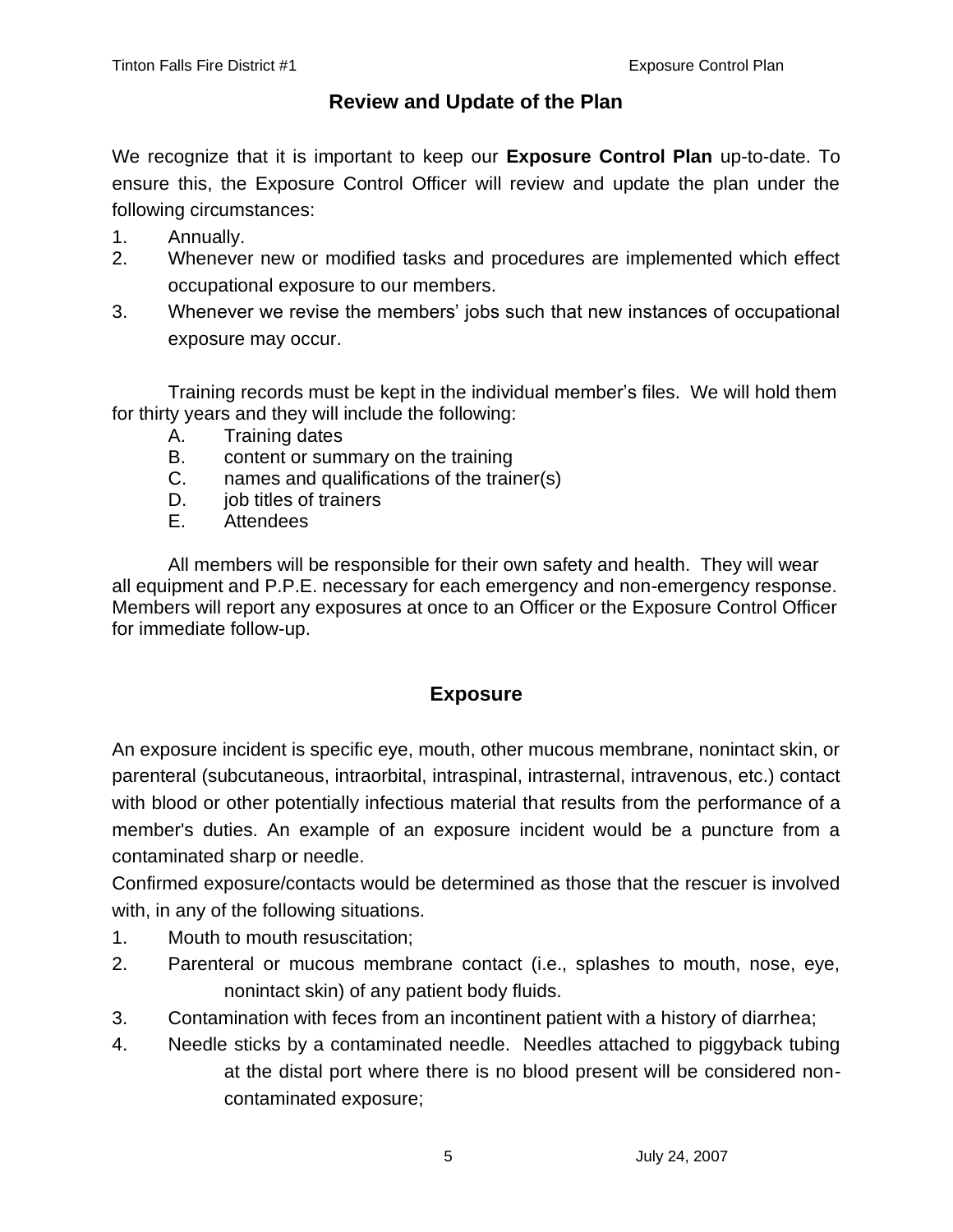## Review and Update of the Plan

We recognize that it is important to keep our **Exposure Control Plan** up-to-date. To ensure this, the Exposure Control Officer will review and update the plan under the following circumstances:

1. Annually.
2. Whenever new or modified tasks and procedures are implemented which effect occupational exposure to our members.
3. Whenever we revise the members' jobs such that new instances of occupational exposure may occur.

Training records must be kept in the individual member's files. We will hold them for thirty years and they will include the following:

A. Training dates
B. content or summary on the training
C. names and qualifications of the trainer(s)
D. job titles of trainers
E. Attendees

All members will be responsible for their own safety and health. They will wear all equipment and P.P.E. necessary for each emergency and non-emergency response. Members will report any exposures at once to an Officer or the Exposure Control Officer for immediate follow-up.

## Exposure

An exposure incident is specific eye, mouth, other mucous membrane, nonintact skin, or parenteral (subcutaneous, intraorbital, intraspinal, intrasternal, intravenous, etc.) contact with blood or other potentially infectious material that results from the performance of a member's duties. An example of an exposure incident would be a puncture from a contaminated sharp or needle.

Confirmed exposure/contacts would be determined as those that the rescuer is involved with, in any of the following situations.

1. Mouth to mouth resuscitation;
2. Parenteral or mucous membrane contact (i.e., splashes to mouth, nose, eye, nonintact skin) of any patient body fluids.
3. Contamination with feces from an incontinent patient with a history of diarrhea;
4. Needle sticks by a contaminated needle. Needles attached to piggyback tubing at the distal port where there is no blood present will be considered non-contaminated exposure;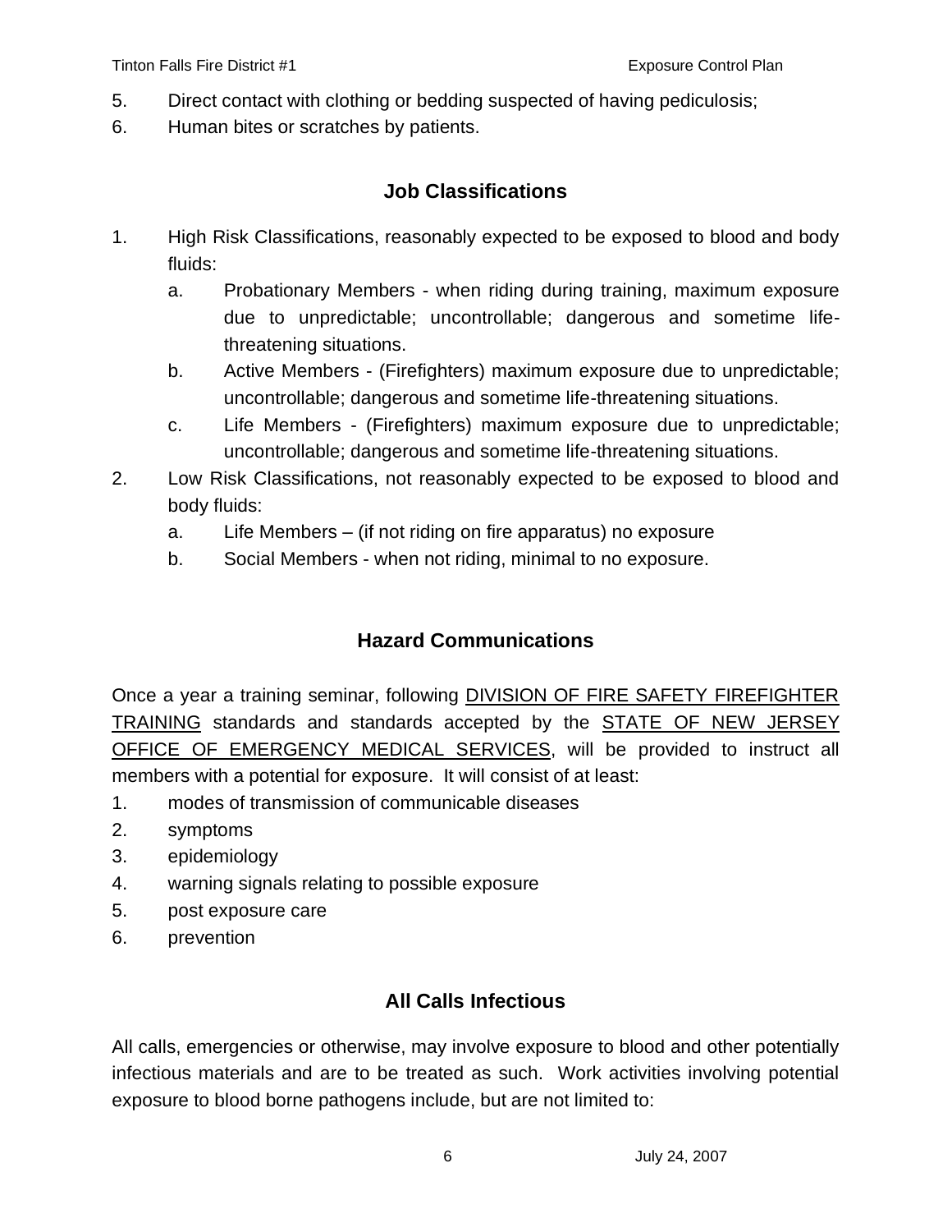5. Direct contact with clothing or bedding suspected of having pediculosis;
6. Human bites or scratches by patients.

## Job Classifications

1. High Risk Classifications, reasonably expected to be exposed to blood and body fluids:
   a. Probationary Members - when riding during training, maximum exposure due to unpredictable; uncontrollable; dangerous and sometime life-threatening situations.
   b. Active Members - (Firefighters) maximum exposure due to unpredictable; uncontrollable; dangerous and sometime life-threatening situations.
   c. Life Members - (Firefighters) maximum exposure due to unpredictable; uncontrollable; dangerous and sometime life-threatening situations.
2. Low Risk Classifications, not reasonably expected to be exposed to blood and body fluids:
   a. Life Members – (if not riding on fire apparatus) no exposure
   b. Social Members - when not riding, minimal to no exposure.

## Hazard Communications

Once a year a training seminar, following DIVISION OF FIRE SAFETY FIREFIGHTER TRAINING standards and standards accepted by the STATE OF NEW JERSEY OFFICE OF EMERGENCY MEDICAL SERVICES, will be provided to instruct all members with a potential for exposure. It will consist of at least:

1. modes of transmission of communicable diseases
2. symptoms
3. epidemiology
4. warning signals relating to possible exposure
5. post exposure care
6. prevention

## All Calls Infectious

All calls, emergencies or otherwise, may involve exposure to blood and other potentially infectious materials and are to be treated as such. Work activities involving potential exposure to blood borne pathogens include, but are not limited to: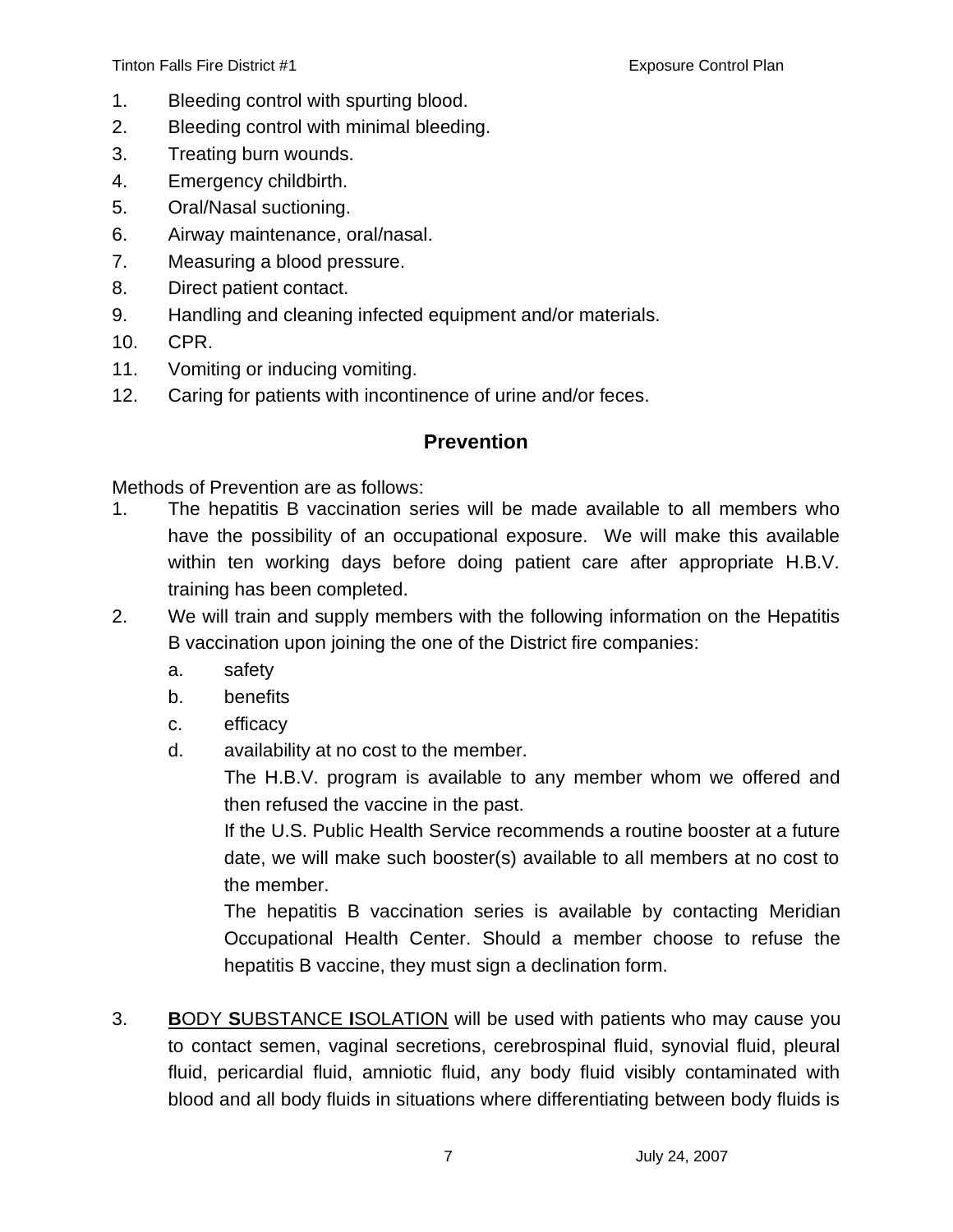1. Bleeding control with spurting blood.
2. Bleeding control with minimal bleeding.
3. Treating burn wounds.
4. Emergency childbirth.
5. Oral/Nasal suctioning.
6. Airway maintenance, oral/nasal.
7. Measuring a blood pressure.
8. Direct patient contact.
9. Handling and cleaning infected equipment and/or materials.
10. CPR.
11. Vomiting or inducing vomiting.
12. Caring for patients with incontinence of urine and/or feces.

## Prevention

Methods of Prevention are as follows:

1. The hepatitis B vaccination series will be made available to all members who have the possibility of an occupational exposure. We will make this available within ten working days before doing patient care after appropriate H.B.V. training has been completed.
2. We will train and supply members with the following information on the Hepatitis B vaccination upon joining the one of the District fire companies:
   a. safety
   b. benefits
   c. efficacy
   d. availability at no cost to the member.

      The H.B.V. program is available to any member whom we offered and then refused the vaccine in the past.

      If the U.S. Public Health Service recommends a routine booster at a future date, we will make such booster(s) available to all members at no cost to the member.

      The hepatitis B vaccination series is available by contacting Meridian Occupational Health Center. Should a member choose to refuse the hepatitis B vaccine, they must sign a declination form.

3. **B**ODY **S**UBSTANCE **I**SOLATION will be used with patients who may cause you to contact semen, vaginal secretions, cerebrospinal fluid, synovial fluid, pleural fluid, pericardial fluid, amniotic fluid, any body fluid visibly contaminated with blood and all body fluids in situations where differentiating between body fluids is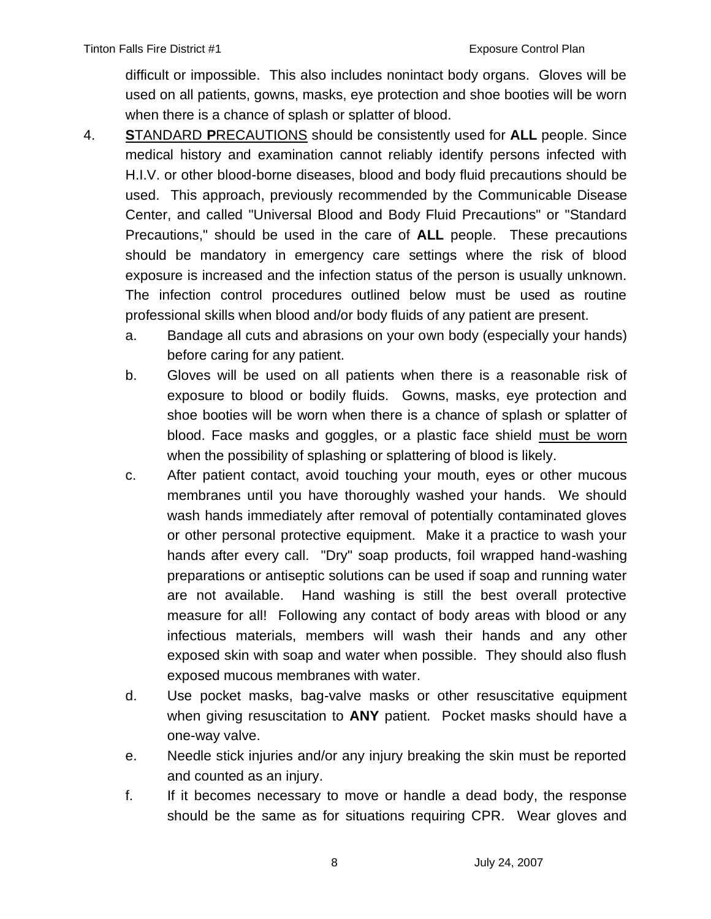difficult or impossible. This also includes nonintact body organs. Gloves will be used on all patients, gowns, masks, eye protection and shoe booties will be worn when there is a chance of splash or splatter of blood.

4. **S**TANDARD **P**RECAUTIONS should be consistently used for **ALL** people. Since medical history and examination cannot reliably identify persons infected with H.I.V. or other blood-borne diseases, blood and body fluid precautions should be used. This approach, previously recommended by the Communicable Disease Center, and called "Universal Blood and Body Fluid Precautions" or "Standard Precautions," should be used in the care of **ALL** people. These precautions should be mandatory in emergency care settings where the risk of blood exposure is increased and the infection status of the person is usually unknown. The infection control procedures outlined below must be used as routine professional skills when blood and/or body fluids of any patient are present.

   a. Bandage all cuts and abrasions on your own body (especially your hands) before caring for any patient.

   b. Gloves will be used on all patients when there is a reasonable risk of exposure to blood or bodily fluids. Gowns, masks, eye protection and shoe booties will be worn when there is a chance of splash or splatter of blood. Face masks and goggles, or a plastic face shield <u>must be worn</u> when the possibility of splashing or splattering of blood is likely.

   c. After patient contact, avoid touching your mouth, eyes or other mucous membranes until you have thoroughly washed your hands. We should wash hands immediately after removal of potentially contaminated gloves or other personal protective equipment. Make it a practice to wash your hands after every call. "Dry" soap products, foil wrapped hand-washing preparations or antiseptic solutions can be used if soap and running water are not available. Hand washing is still the best overall protective measure for all! Following any contact of body areas with blood or any infectious materials, members will wash their hands and any other exposed skin with soap and water when possible. They should also flush exposed mucous membranes with water.

   d. Use pocket masks, bag-valve masks or other resuscitative equipment when giving resuscitation to **ANY** patient. Pocket masks should have a one-way valve.

   e. Needle stick injuries and/or any injury breaking the skin must be reported and counted as an injury.

   f. If it becomes necessary to move or handle a dead body, the response should be the same as for situations requiring CPR. Wear gloves and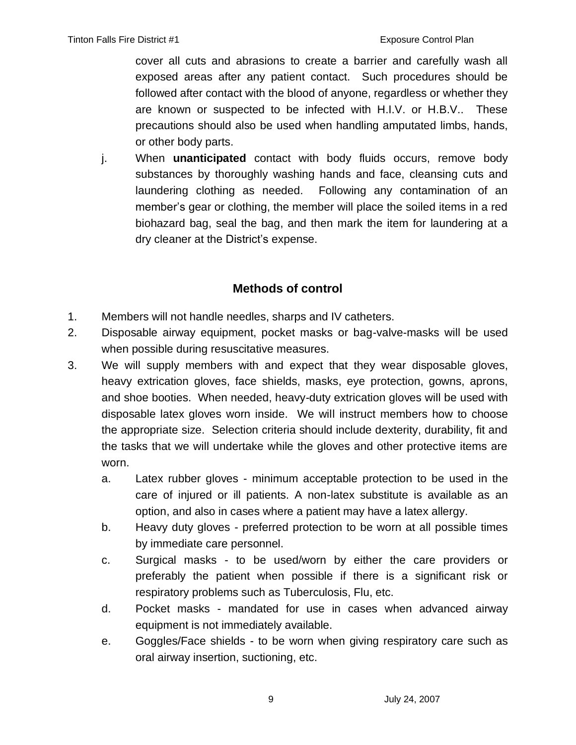cover all cuts and abrasions to create a barrier and carefully wash all exposed areas after any patient contact. Such procedures should be followed after contact with the blood of anyone, regardless or whether they are known or suspected to be infected with H.I.V. or H.B.V.. These precautions should also be used when handling amputated limbs, hands, or other body parts.

j. When **unanticipated** contact with body fluids occurs, remove body substances by thoroughly washing hands and face, cleansing cuts and laundering clothing as needed. Following any contamination of an member's gear or clothing, the member will place the soiled items in a red biohazard bag, seal the bag, and then mark the item for laundering at a dry cleaner at the District's expense.

## Methods of control

1. Members will not handle needles, sharps and IV catheters.
2. Disposable airway equipment, pocket masks or bag-valve-masks will be used when possible during resuscitative measures.
3. We will supply members with and expect that they wear disposable gloves, heavy extrication gloves, face shields, masks, eye protection, gowns, aprons, and shoe booties. When needed, heavy-duty extrication gloves will be used with disposable latex gloves worn inside. We will instruct members how to choose the appropriate size. Selection criteria should include dexterity, durability, fit and the tasks that we will undertake while the gloves and other protective items are worn.
   a. Latex rubber gloves - minimum acceptable protection to be used in the care of injured or ill patients. A non-latex substitute is available as an option, and also in cases where a patient may have a latex allergy.
   b. Heavy duty gloves - preferred protection to be worn at all possible times by immediate care personnel.
   c. Surgical masks - to be used/worn by either the care providers or preferably the patient when possible if there is a significant risk or respiratory problems such as Tuberculosis, Flu, etc.
   d. Pocket masks - mandated for use in cases when advanced airway equipment is not immediately available.
   e. Goggles/Face shields - to be worn when giving respiratory care such as oral airway insertion, suctioning, etc.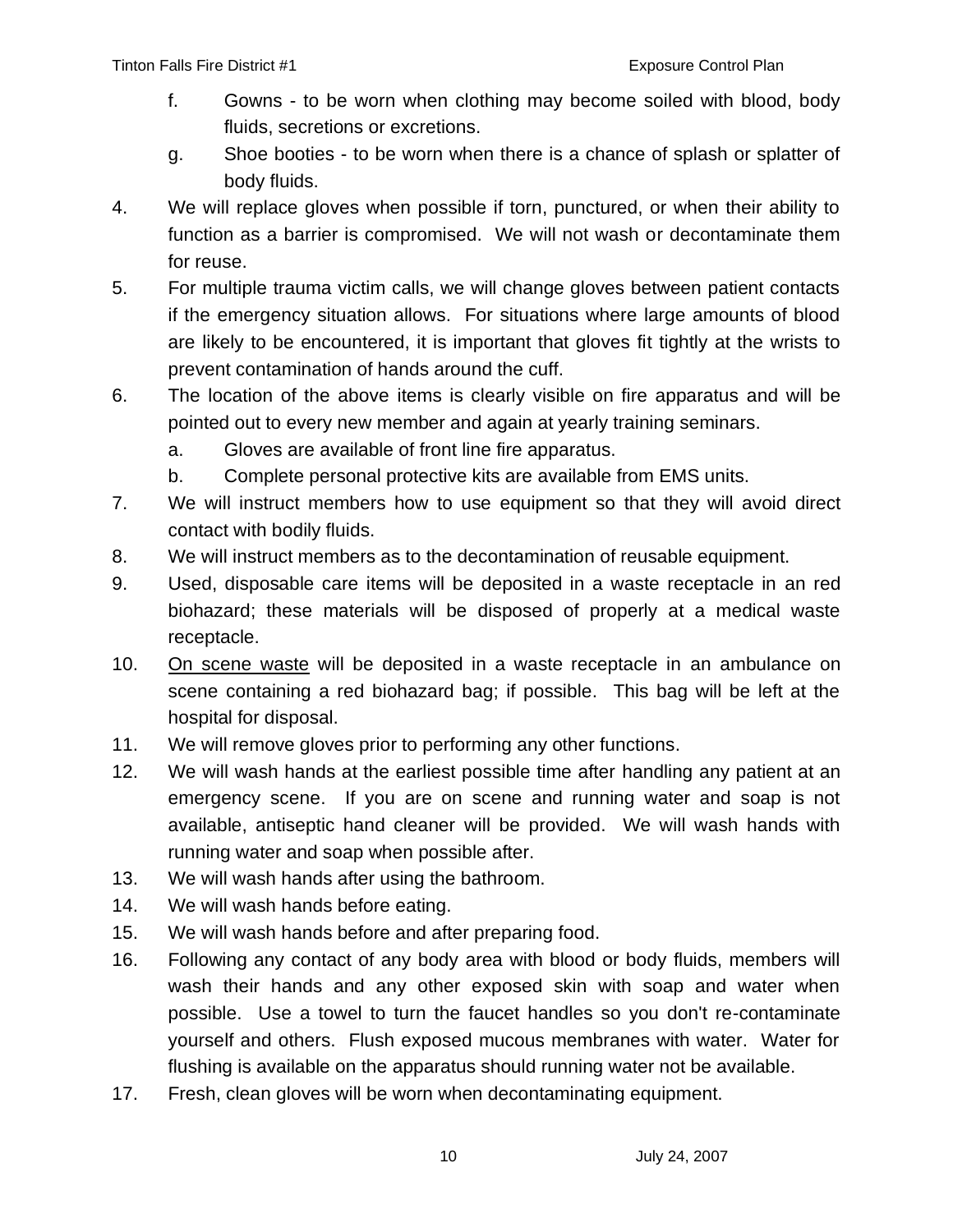f. Gowns - to be worn when clothing may become soiled with blood, body fluids, secretions or excretions.
  g. Shoe booties - to be worn when there is a chance of splash or splatter of body fluids.

4. We will replace gloves when possible if torn, punctured, or when their ability to function as a barrier is compromised. We will not wash or decontaminate them for reuse.
5. For multiple trauma victim calls, we will change gloves between patient contacts if the emergency situation allows. For situations where large amounts of blood are likely to be encountered, it is important that gloves fit tightly at the wrists to prevent contamination of hands around the cuff.
6. The location of the above items is clearly visible on fire apparatus and will be pointed out to every new member and again at yearly training seminars.
   a. Gloves are available of front line fire apparatus.
   b. Complete personal protective kits are available from EMS units.
7. We will instruct members how to use equipment so that they will avoid direct contact with bodily fluids.
8. We will instruct members as to the decontamination of reusable equipment.
9. Used, disposable care items will be deposited in a waste receptacle in an red biohazard; these materials will be disposed of properly at a medical waste receptacle.
10. <u>On scene waste</u> will be deposited in a waste receptacle in an ambulance on scene containing a red biohazard bag; if possible. This bag will be left at the hospital for disposal.
11. We will remove gloves prior to performing any other functions.
12. We will wash hands at the earliest possible time after handling any patient at an emergency scene. If you are on scene and running water and soap is not available, antiseptic hand cleaner will be provided. We will wash hands with running water and soap when possible after.
13. We will wash hands after using the bathroom.
14. We will wash hands before eating.
15. We will wash hands before and after preparing food.
16. Following any contact of any body area with blood or body fluids, members will wash their hands and any other exposed skin with soap and water when possible. Use a towel to turn the faucet handles so you don't re-contaminate yourself and others. Flush exposed mucous membranes with water. Water for flushing is available on the apparatus should running water not be available.
17. Fresh, clean gloves will be worn when decontaminating equipment.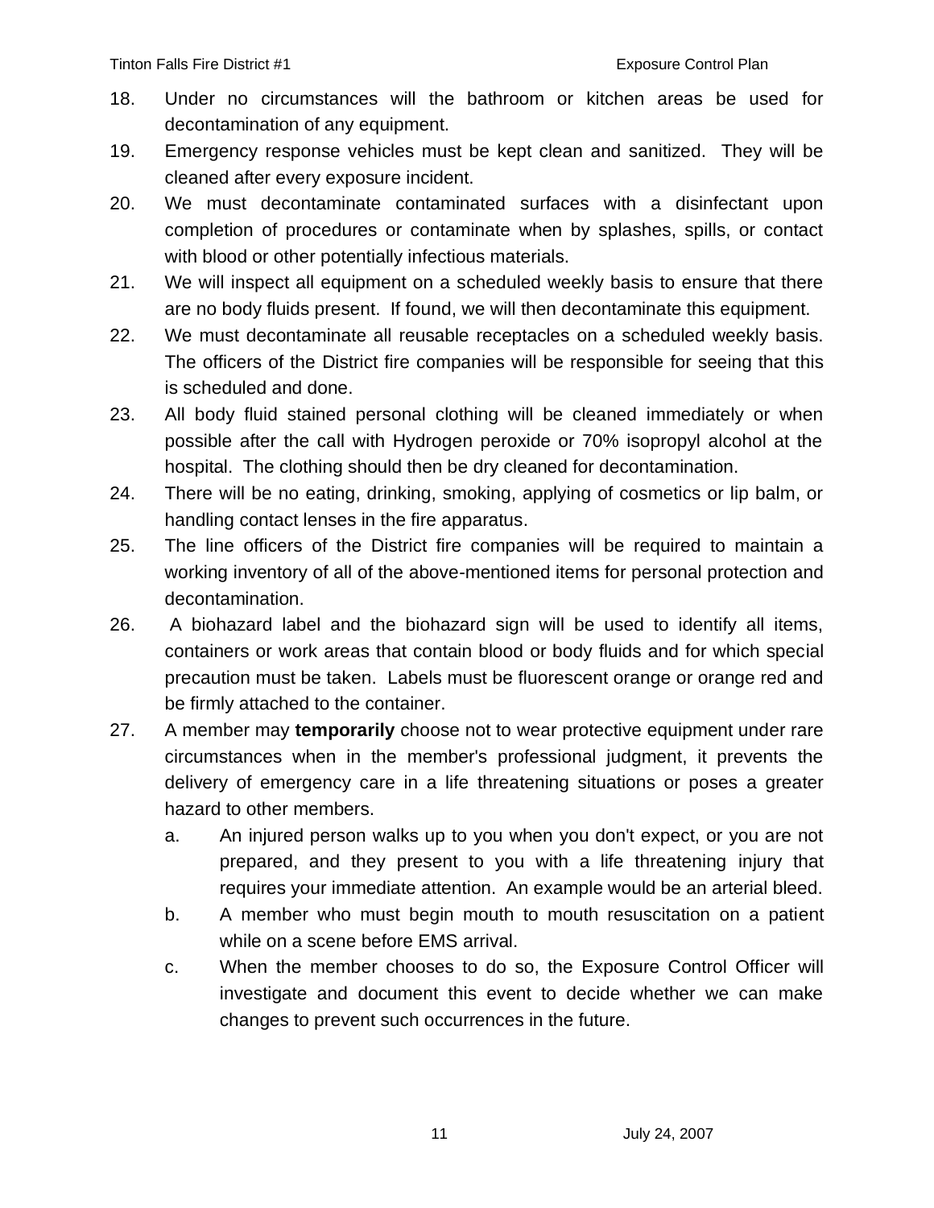18. Under no circumstances will the bathroom or kitchen areas be used for decontamination of any equipment.
19. Emergency response vehicles must be kept clean and sanitized. They will be cleaned after every exposure incident.
20. We must decontaminate contaminated surfaces with a disinfectant upon completion of procedures or contaminate when by splashes, spills, or contact with blood or other potentially infectious materials.
21. We will inspect all equipment on a scheduled weekly basis to ensure that there are no body fluids present. If found, we will then decontaminate this equipment.
22. We must decontaminate all reusable receptacles on a scheduled weekly basis. The officers of the District fire companies will be responsible for seeing that this is scheduled and done.
23. All body fluid stained personal clothing will be cleaned immediately or when possible after the call with Hydrogen peroxide or 70% isopropyl alcohol at the hospital. The clothing should then be dry cleaned for decontamination.
24. There will be no eating, drinking, smoking, applying of cosmetics or lip balm, or handling contact lenses in the fire apparatus.
25. The line officers of the District fire companies will be required to maintain a working inventory of all of the above-mentioned items for personal protection and decontamination.
26. A biohazard label and the biohazard sign will be used to identify all items, containers or work areas that contain blood or body fluids and for which special precaution must be taken. Labels must be fluorescent orange or orange red and be firmly attached to the container.
27. A member may **temporarily** choose not to wear protective equipment under rare circumstances when in the member's professional judgment, it prevents the delivery of emergency care in a life threatening situations or poses a greater hazard to other members.
    a. An injured person walks up to you when you don't expect, or you are not prepared, and they present to you with a life threatening injury that requires your immediate attention. An example would be an arterial bleed.
    b. A member who must begin mouth to mouth resuscitation on a patient while on a scene before EMS arrival.
    c. When the member chooses to do so, the Exposure Control Officer will investigate and document this event to decide whether we can make changes to prevent such occurrences in the future.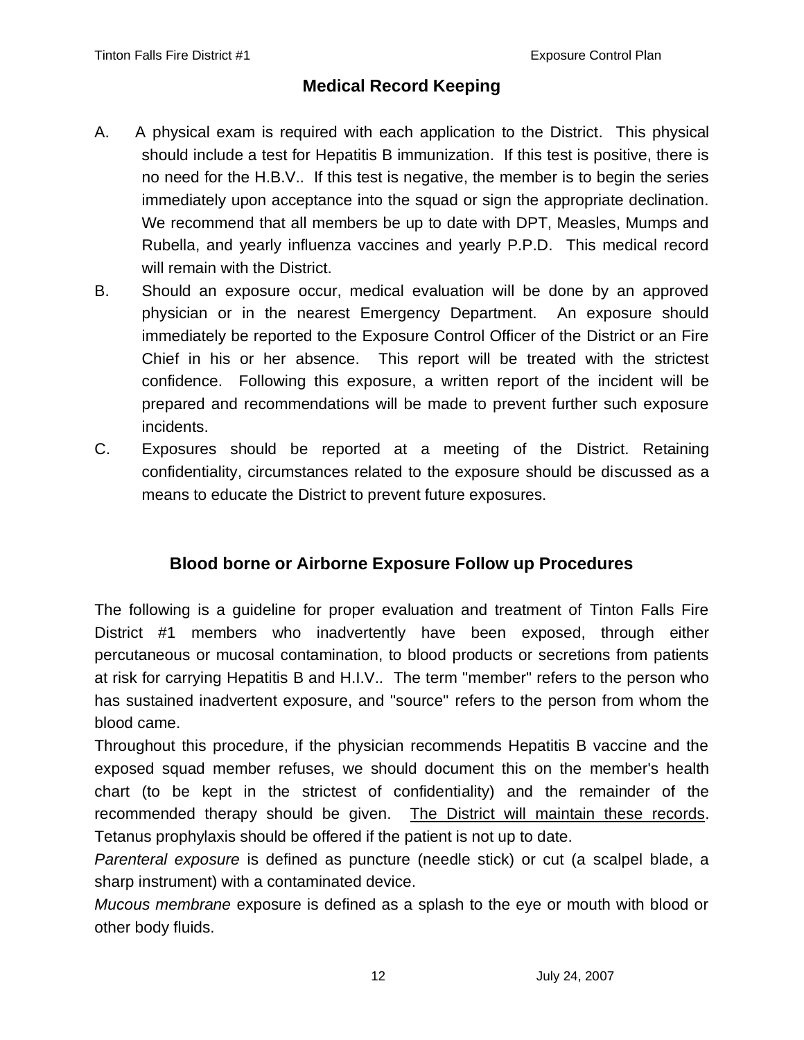## Medical Record Keeping

A. A physical exam is required with each application to the District. This physical should include a test for Hepatitis B immunization. If this test is positive, there is no need for the H.B.V.. If this test is negative, the member is to begin the series immediately upon acceptance into the squad or sign the appropriate declination. We recommend that all members be up to date with DPT, Measles, Mumps and Rubella, and yearly influenza vaccines and yearly P.P.D. This medical record will remain with the District.

B. Should an exposure occur, medical evaluation will be done by an approved physician or in the nearest Emergency Department. An exposure should immediately be reported to the Exposure Control Officer of the District or an Fire Chief in his or her absence. This report will be treated with the strictest confidence. Following this exposure, a written report of the incident will be prepared and recommendations will be made to prevent further such exposure incidents.

C. Exposures should be reported at a meeting of the District. Retaining confidentiality, circumstances related to the exposure should be discussed as a means to educate the District to prevent future exposures.

## Blood borne or Airborne Exposure Follow up Procedures

The following is a guideline for proper evaluation and treatment of Tinton Falls Fire District #1 members who inadvertently have been exposed, through either percutaneous or mucosal contamination, to blood products or secretions from patients at risk for carrying Hepatitis B and H.I.V.. The term "member" refers to the person who has sustained inadvertent exposure, and "source" refers to the person from whom the blood came.

Throughout this procedure, if the physician recommends Hepatitis B vaccine and the exposed squad member refuses, we should document this on the member's health chart (to be kept in the strictest of confidentiality) and the remainder of the recommended therapy should be given. <u>The District will maintain these records</u>. Tetanus prophylaxis should be offered if the patient is not up to date.

*Parenteral exposure* is defined as puncture (needle stick) or cut (a scalpel blade, a sharp instrument) with a contaminated device.

*Mucous membrane* exposure is defined as a splash to the eye or mouth with blood or other body fluids.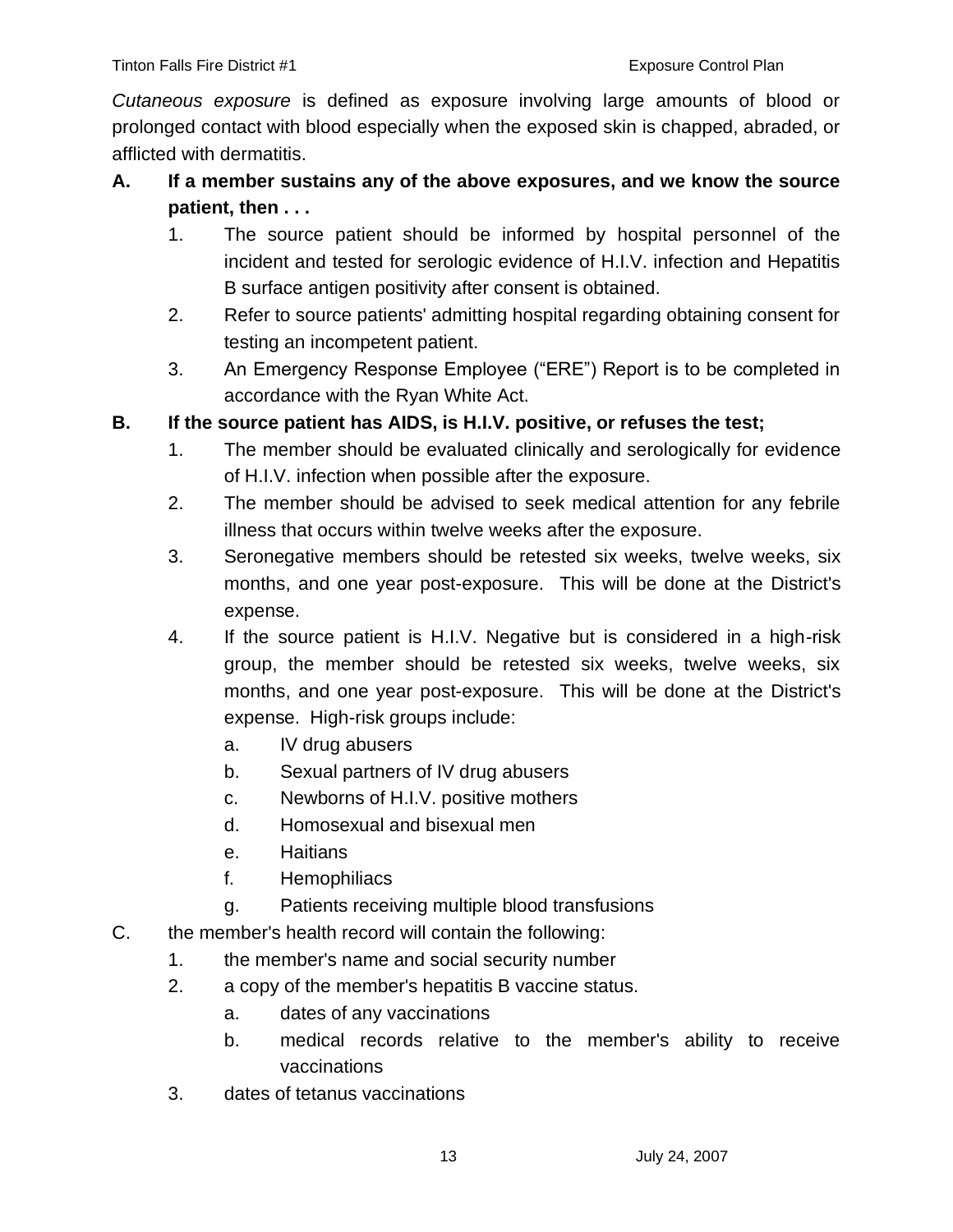*Cutaneous exposure* is defined as exposure involving large amounts of blood or prolonged contact with blood especially when the exposed skin is chapped, abraded, or afflicted with dermatitis.

**A. If a member sustains any of the above exposures, and we know the source patient, then . . .**

1. The source patient should be informed by hospital personnel of the incident and tested for serologic evidence of H.I.V. infection and Hepatitis B surface antigen positivity after consent is obtained.
2. Refer to source patients' admitting hospital regarding obtaining consent for testing an incompetent patient.
3. An Emergency Response Employee ("ERE") Report is to be completed in accordance with the Ryan White Act.

**B. If the source patient has AIDS, is H.I.V. positive, or refuses the test;**

1. The member should be evaluated clinically and serologically for evidence of H.I.V. infection when possible after the exposure.
2. The member should be advised to seek medical attention for any febrile illness that occurs within twelve weeks after the exposure.
3. Seronegative members should be retested six weeks, twelve weeks, six months, and one year post-exposure. This will be done at the District's expense.
4. If the source patient is H.I.V. Negative but is considered in a high-risk group, the member should be retested six weeks, twelve weeks, six months, and one year post-exposure. This will be done at the District's expense. High-risk groups include:
   a. IV drug abusers
   b. Sexual partners of IV drug abusers
   c. Newborns of H.I.V. positive mothers
   d. Homosexual and bisexual men
   e. Haitians
   f. Hemophiliacs
   g. Patients receiving multiple blood transfusions

C. the member's health record will contain the following:

1. the member's name and social security number
2. a copy of the member's hepatitis B vaccine status.
   a. dates of any vaccinations
   b. medical records relative to the member's ability to receive vaccinations
3. dates of tetanus vaccinations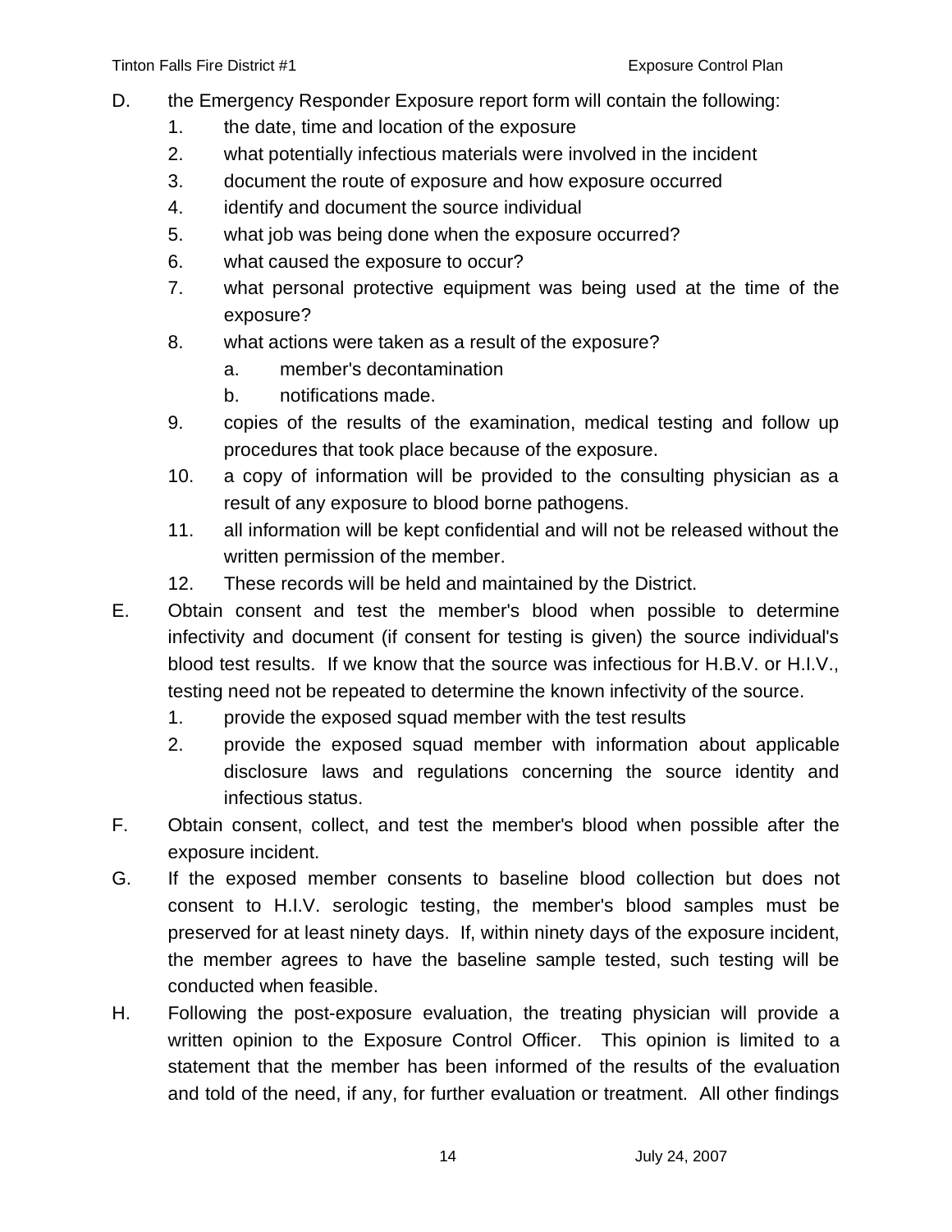D. the Emergency Responder Exposure report form will contain the following:

  1. the date, time and location of the exposure
  2. what potentially infectious materials were involved in the incident
  3. document the route of exposure and how exposure occurred
  4. identify and document the source individual
  5. what job was being done when the exposure occurred?
  6. what caused the exposure to occur?
  7. what personal protective equipment was being used at the time of the exposure?
  8. what actions were taken as a result of the exposure?
     a. member's decontamination
     b. notifications made.
  9. copies of the results of the examination, medical testing and follow up procedures that took place because of the exposure.
  10. a copy of information will be provided to the consulting physician as a result of any exposure to blood borne pathogens.
  11. all information will be kept confidential and will not be released without the written permission of the member.
  12. These records will be held and maintained by the District.

E. Obtain consent and test the member's blood when possible to determine infectivity and document (if consent for testing is given) the source individual's blood test results. If we know that the source was infectious for H.B.V. or H.I.V., testing need not be repeated to determine the known infectivity of the source.

  1. provide the exposed squad member with the test results
  2. provide the exposed squad member with information about applicable disclosure laws and regulations concerning the source identity and infectious status.

F. Obtain consent, collect, and test the member's blood when possible after the exposure incident.

G. If the exposed member consents to baseline blood collection but does not consent to H.I.V. serologic testing, the member's blood samples must be preserved for at least ninety days. If, within ninety days of the exposure incident, the member agrees to have the baseline sample tested, such testing will be conducted when feasible.

H. Following the post-exposure evaluation, the treating physician will provide a written opinion to the Exposure Control Officer. This opinion is limited to a statement that the member has been informed of the results of the evaluation and told of the need, if any, for further evaluation or treatment. All other findings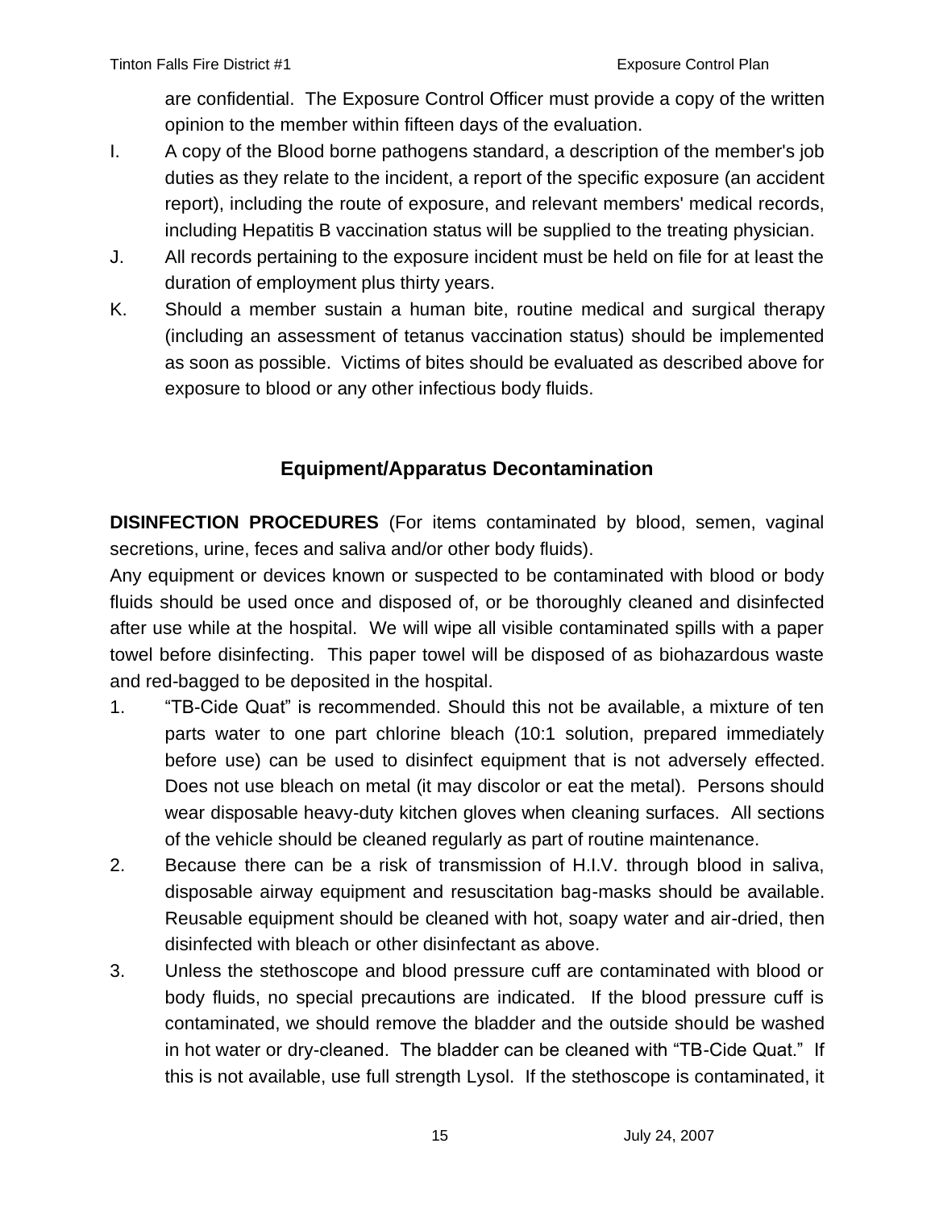are confidential. The Exposure Control Officer must provide a copy of the written opinion to the member within fifteen days of the evaluation.

I. A copy of the Blood borne pathogens standard, a description of the member's job duties as they relate to the incident, a report of the specific exposure (an accident report), including the route of exposure, and relevant members' medical records, including Hepatitis B vaccination status will be supplied to the treating physician.

J. All records pertaining to the exposure incident must be held on file for at least the duration of employment plus thirty years.

K. Should a member sustain a human bite, routine medical and surgical therapy (including an assessment of tetanus vaccination status) should be implemented as soon as possible. Victims of bites should be evaluated as described above for exposure to blood or any other infectious body fluids.

## Equipment/Apparatus Decontamination

**DISINFECTION PROCEDURES** (For items contaminated by blood, semen, vaginal secretions, urine, feces and saliva and/or other body fluids).

Any equipment or devices known or suspected to be contaminated with blood or body fluids should be used once and disposed of, or be thoroughly cleaned and disinfected after use while at the hospital. We will wipe all visible contaminated spills with a paper towel before disinfecting. This paper towel will be disposed of as biohazardous waste and red-bagged to be deposited in the hospital.

1. "TB-Cide Quat" is recommended. Should this not be available, a mixture of ten parts water to one part chlorine bleach (10:1 solution, prepared immediately before use) can be used to disinfect equipment that is not adversely effected. Does not use bleach on metal (it may discolor or eat the metal). Persons should wear disposable heavy-duty kitchen gloves when cleaning surfaces. All sections of the vehicle should be cleaned regularly as part of routine maintenance.
2. Because there can be a risk of transmission of H.I.V. through blood in saliva, disposable airway equipment and resuscitation bag-masks should be available. Reusable equipment should be cleaned with hot, soapy water and air-dried, then disinfected with bleach or other disinfectant as above.
3. Unless the stethoscope and blood pressure cuff are contaminated with blood or body fluids, no special precautions are indicated. If the blood pressure cuff is contaminated, we should remove the bladder and the outside should be washed in hot water or dry-cleaned. The bladder can be cleaned with "TB-Cide Quat." If this is not available, use full strength Lysol. If the stethoscope is contaminated, it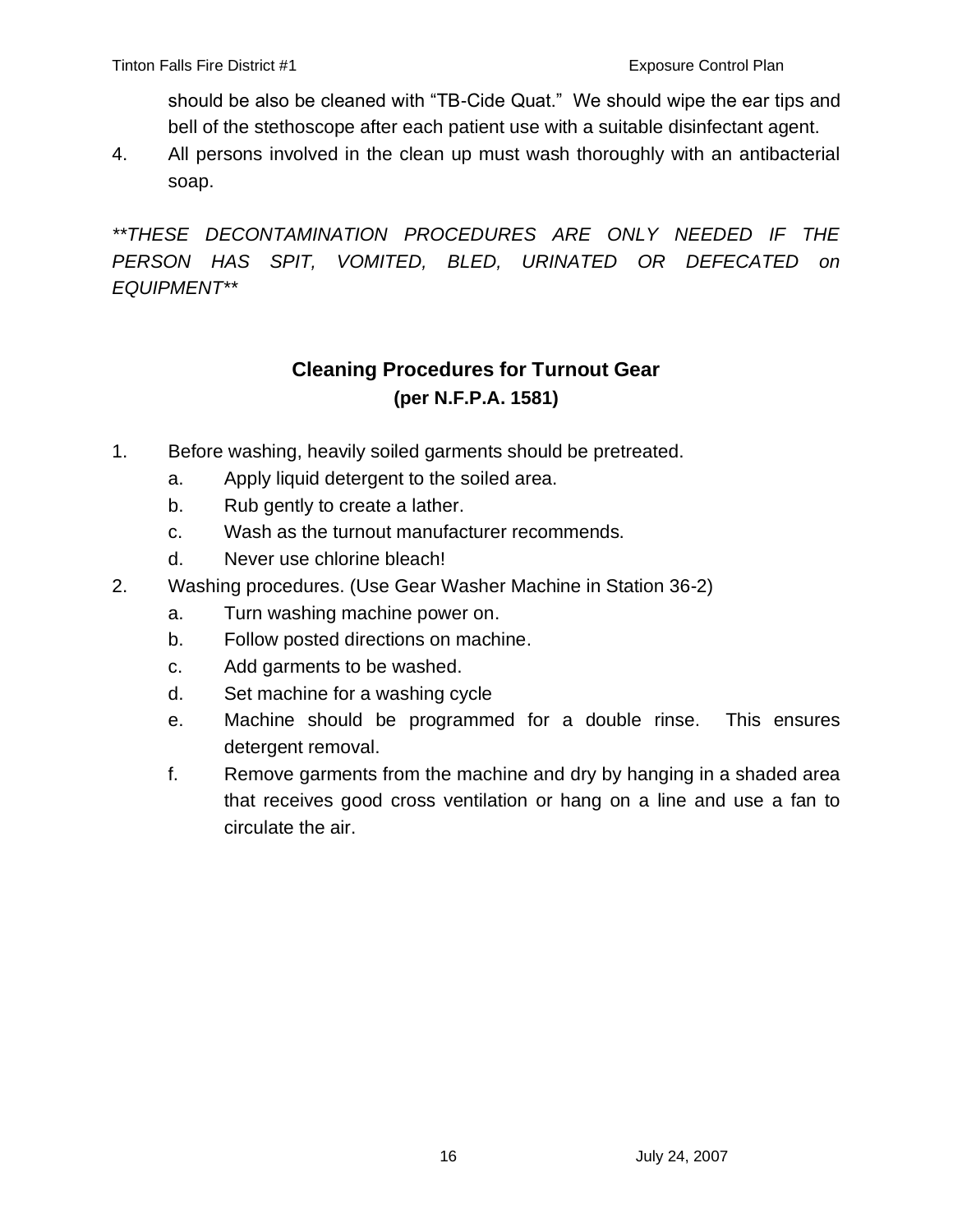should be also be cleaned with "TB-Cide Quat." We should wipe the ear tips and bell of the stethoscope after each patient use with a suitable disinfectant agent.

4. All persons involved in the clean up must wash thoroughly with an antibacterial soap.

***THESE DECONTAMINATION PROCEDURES ARE ONLY NEEDED IF THE PERSON HAS SPIT, VOMITED, BLED, URINATED OR DEFECATED on EQUIPMENT***

## Cleaning Procedures for Turnout Gear
### (per N.F.P.A. 1581)

1. Before washing, heavily soiled garments should be pretreated.
   a. Apply liquid detergent to the soiled area.
   b. Rub gently to create a lather.
   c. Wash as the turnout manufacturer recommends.
   d. Never use chlorine bleach!
2. Washing procedures. (Use Gear Washer Machine in Station 36-2)
   a. Turn washing machine power on.
   b. Follow posted directions on machine.
   c. Add garments to be washed.
   d. Set machine for a washing cycle
   e. Machine should be programmed for a double rinse. This ensures detergent removal.
   f. Remove garments from the machine and dry by hanging in a shaded area that receives good cross ventilation or hang on a line and use a fan to circulate the air.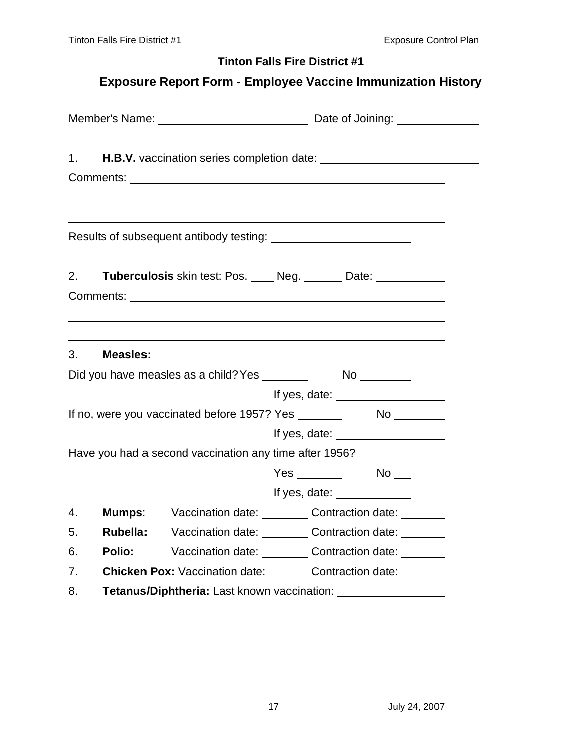## Tinton Falls Fire District #1

## Exposure Report Form - Employee Vaccine Immunization History

Member's Name: ________________________ Date of Joining: _____________

1. **H.B.V.** vaccination series completion date: _________________________

Comments: __________________________________________________

__________________________________________________

__________________________________________________

Results of subsequent antibody testing: ______________________

2. **Tuberculosis** skin test: Pos. ____ Neg. ______ Date: ___________

Comments: __________________________________________________

__________________________________________________

__________________________________________________

3. **Measles:**

Did you have measles as a child? Yes ________ No ________

If yes, date: _________________

If no, were you vaccinated before 1957? Yes _______ No ________

If yes, date: _________________

Have you had a second vaccination any time after 1956?

Yes ________ No ___

If yes, date: ____________

4. **Mumps**: Vaccination date: ________ Contraction date: _______
5. **Rubella:** Vaccination date: ________ Contraction date: _______
6. **Polio:** Vaccination date: ________ Contraction date: _______
7. **Chicken Pox:** Vaccination date: ______ Contraction date: _______
8. **Tetanus/Diphtheria:** Last known vaccination: _________________

July 24, 2007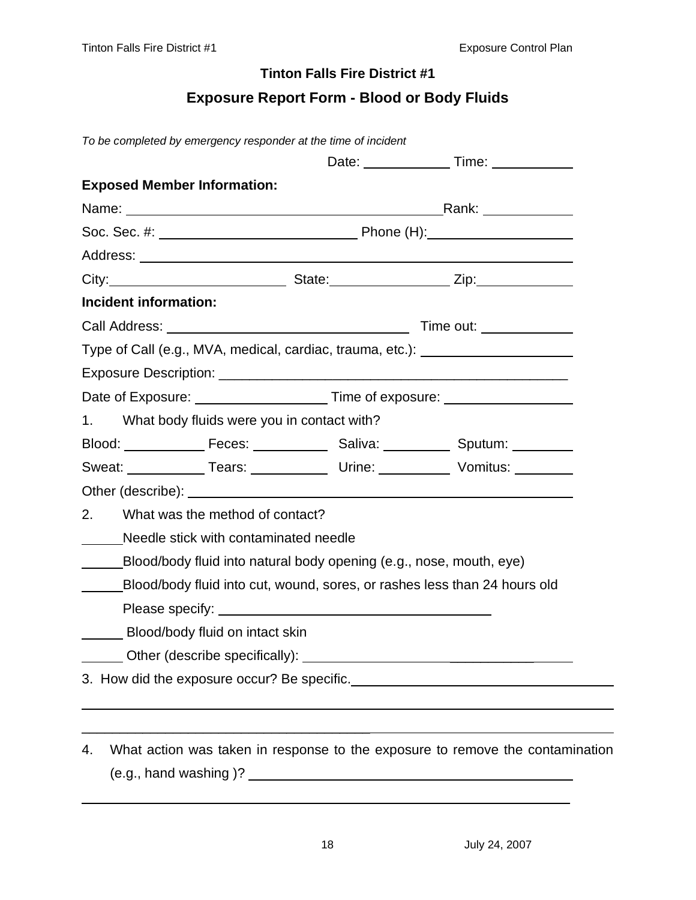# Tinton Falls Fire District #1

## Exposure Report Form - Blood or Body Fluids

*To be completed by emergency responder at the time of incident*

Date: ____________ Time: ___________

**Exposed Member Information:**

Name: ______________________________________________Rank: ____________

Soc. Sec. #: ____________________________ Phone (H):____________________

Address: ____________________________________________________________

City:________________________ State:________________ Zip:_____________

**Incident information:**

Call Address: ________________________________ Time out: ____________

Type of Call (e.g., MVA, medical, cardiac, trauma, etc.): ____________________

Exposure Description: ________________________________________________

Date of Exposure: __________________ Time of exposure: _________________

1. What body fluids were you in contact with?

Blood: ___________ Feces: ___________ Saliva: _________ Sputum: ________

Sweat: ___________ Tears: ___________ Urine: __________ Vomitus: ________

Other (describe): _____________________________________________________

2. What was the method of contact?

_____Needle stick with contaminated needle

_____Blood/body fluid into natural body opening (e.g., nose, mouth, eye)

_____Blood/body fluid into cut, wound, sores, or rashes less than 24 hours old

Please specify: _____________________________________

_____ Blood/body fluid on intact skin

_____ Other (describe specifically): ______________________________________

3. How did the exposure occur? Be specific.____________________________________

______________________________________________________________________

______________________________________________________________________

4. What action was taken in response to the exposure to remove the contamination (e.g., hand washing )? _____________________________________________

______________________________________________________________________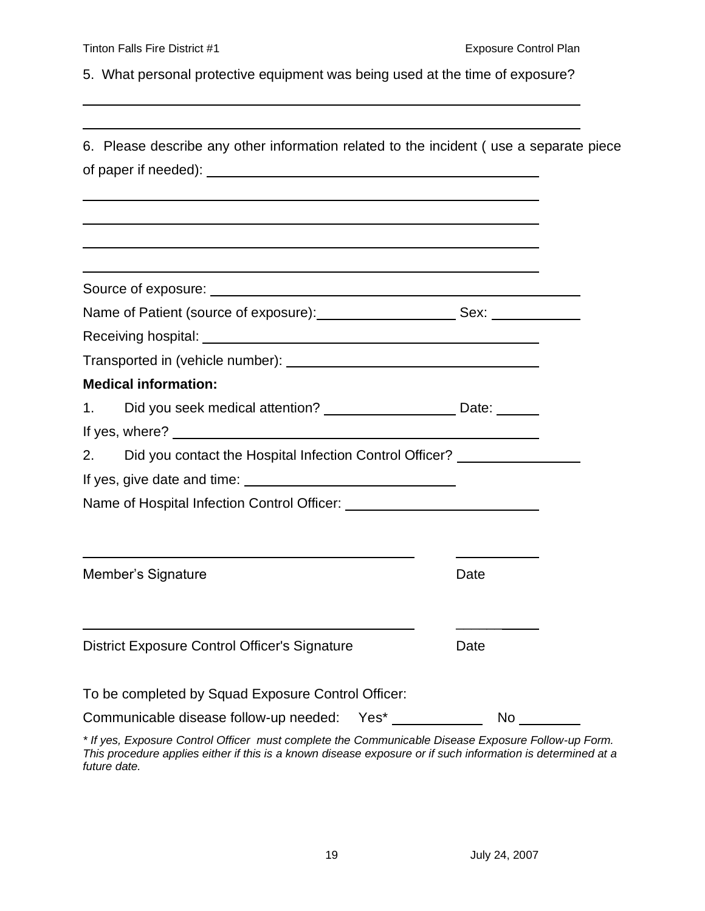5. What personal protective equipment was being used at the time of exposure?

\_\_\_\_\_\_\_\_\_\_\_\_\_\_\_\_\_\_\_\_\_\_\_\_\_\_\_\_\_\_\_\_\_\_\_\_\_\_\_\_\_\_\_\_\_\_\_\_\_\_\_\_\_\_\_\_\_\_\_\_

\_\_\_\_\_\_\_\_\_\_\_\_\_\_\_\_\_\_\_\_\_\_\_\_\_\_\_\_\_\_\_\_\_\_\_\_\_\_\_\_\_\_\_\_\_\_\_\_\_\_\_\_\_\_\_\_\_\_\_\_

6. Please describe any other information related to the incident ( use a separate piece of paper if needed): \_\_\_\_\_\_\_\_\_\_\_\_\_\_\_\_\_\_\_\_\_\_\_\_\_\_\_\_\_\_\_\_\_\_\_\_\_\_\_\_

\_\_\_\_\_\_\_\_\_\_\_\_\_\_\_\_\_\_\_\_\_\_\_\_\_\_\_\_\_\_\_\_\_\_\_\_\_\_\_\_\_\_\_\_\_\_\_\_\_\_\_\_\_\_\_\_\_\_\_\_

\_\_\_\_\_\_\_\_\_\_\_\_\_\_\_\_\_\_\_\_\_\_\_\_\_\_\_\_\_\_\_\_\_\_\_\_\_\_\_\_\_\_\_\_\_\_\_\_\_\_\_\_\_\_\_\_\_\_\_\_

\_\_\_\_\_\_\_\_\_\_\_\_\_\_\_\_\_\_\_\_\_\_\_\_\_\_\_\_\_\_\_\_\_\_\_\_\_\_\_\_\_\_\_\_\_\_\_\_\_\_\_\_\_\_\_\_\_\_\_\_

\_\_\_\_\_\_\_\_\_\_\_\_\_\_\_\_\_\_\_\_\_\_\_\_\_\_\_\_\_\_\_\_\_\_\_\_\_\_\_\_\_\_\_\_\_\_\_\_\_\_\_\_\_\_\_\_\_\_\_\_

Source of exposure: \_\_\_\_\_\_\_\_\_\_\_\_\_\_\_\_\_\_\_\_\_\_\_\_\_\_\_\_\_\_\_\_\_\_\_\_\_\_\_\_\_\_

Name of Patient (source of exposure): \_\_\_\_\_\_\_\_\_\_\_\_\_\_\_\_\_\_ Sex: \_\_\_\_\_\_\_\_\_\_\_\_

Receiving hospital: \_\_\_\_\_\_\_\_\_\_\_\_\_\_\_\_\_\_\_\_\_\_\_\_\_\_\_\_\_\_\_\_\_\_\_\_\_\_\_\_\_\_

Transported in (vehicle number): \_\_\_\_\_\_\_\_\_\_\_\_\_\_\_\_\_\_\_\_\_\_\_\_\_\_\_\_\_\_\_\_

**Medical information:**

1. Did you seek medical attention? \_\_\_\_\_\_\_\_\_\_\_\_\_\_\_\_\_\_ Date: \_\_\_\_\_\_

If yes, where? \_\_\_\_\_\_\_\_\_\_\_\_\_\_\_\_\_\_\_\_\_\_\_\_\_\_\_\_\_\_\_\_\_\_\_\_\_\_\_\_\_\_\_\_\_\_\_

2. Did you contact the Hospital Infection Control Officer? \_\_\_\_\_\_\_\_\_\_\_\_\_\_\_\_

If yes, give date and time: \_\_\_\_\_\_\_\_\_\_\_\_\_\_\_\_\_\_\_\_\_\_\_\_\_\_\_\_

Name of Hospital Infection Control Officer: \_\_\_\_\_\_\_\_\_\_\_\_\_\_\_\_\_\_\_\_\_\_\_\_\_\_

\_\_\_\_\_\_\_\_\_\_\_\_\_\_\_\_\_\_\_\_\_\_\_\_\_\_\_\_\_\_\_\_\_\_\_\_\_\_\_\_\_\_\_\_ \_\_\_\_\_\_\_\_\_\_\_\_

Member's Signature Date

\_\_\_\_\_\_\_\_\_\_\_\_\_\_\_\_\_\_\_\_\_\_\_\_\_\_\_\_\_\_\_\_\_\_\_\_\_\_\_\_\_\_\_\_ \_\_\_\_\_\_\_\_\_\_\_\_

District Exposure Control Officer's Signature Date

To be completed by Squad Exposure Control Officer:

Communicable disease follow-up needed: Yes* \_\_\_\_\_\_\_\_\_\_\_\_ No \_\_\_\_\_\_\_\_

*\* If yes, Exposure Control Officer must complete the Communicable Disease Exposure Follow-up Form. This procedure applies either if this is a known disease exposure or if such information is determined at a future date.*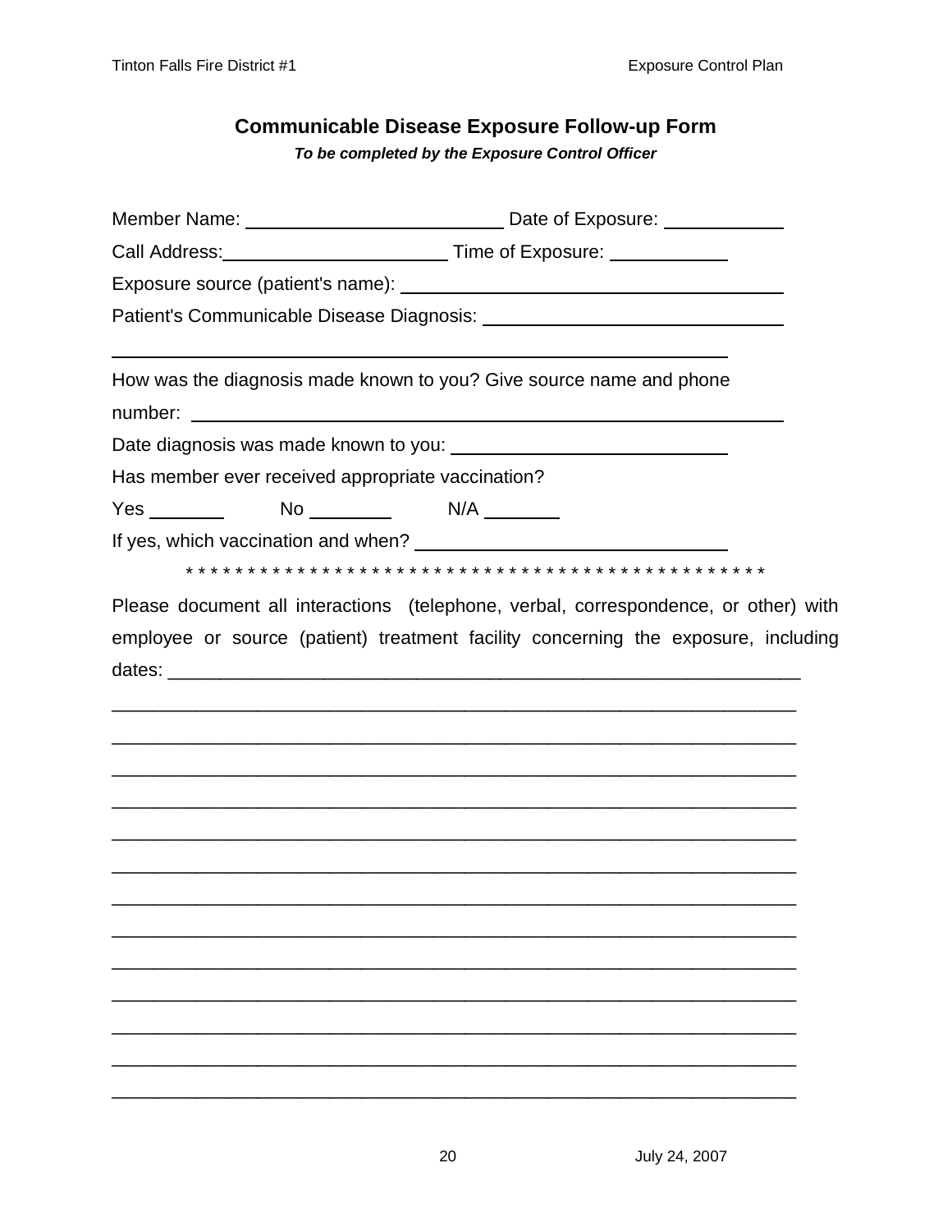## Communicable Disease Exposure Follow-up Form

***To be completed by the Exposure Control Officer***

Member Name: ____________________________ Date of Exposure: ____________

Call Address: ________________________ Time of Exposure: ____________

Exposure source (patient's name): ________________________________________

Patient's Communicable Disease Diagnosis: ________________________________

____________________________________________________________

How was the diagnosis made known to you? Give source name and phone number: ____________________________________________________________

Date diagnosis was made known to you: ____________________________

Has member ever received appropriate vaccination?

Yes ________ No ________ N/A ________

If yes, which vaccination and when? ________________________________

* * * * * * * * * * * * * * * * * * * * * * * * * * * * * * * * * * * * * * * * * * * * * * * * *

Please document all interactions (telephone, verbal, correspondence, or other) with employee or source (patient) treatment facility concerning the exposure, including dates: ______________________________________________________________

______________________________________________________________

______________________________________________________________

______________________________________________________________

______________________________________________________________

______________________________________________________________

______________________________________________________________

______________________________________________________________

______________________________________________________________

______________________________________________________________

______________________________________________________________

______________________________________________________________

______________________________________________________________

______________________________________________________________

July 24, 2007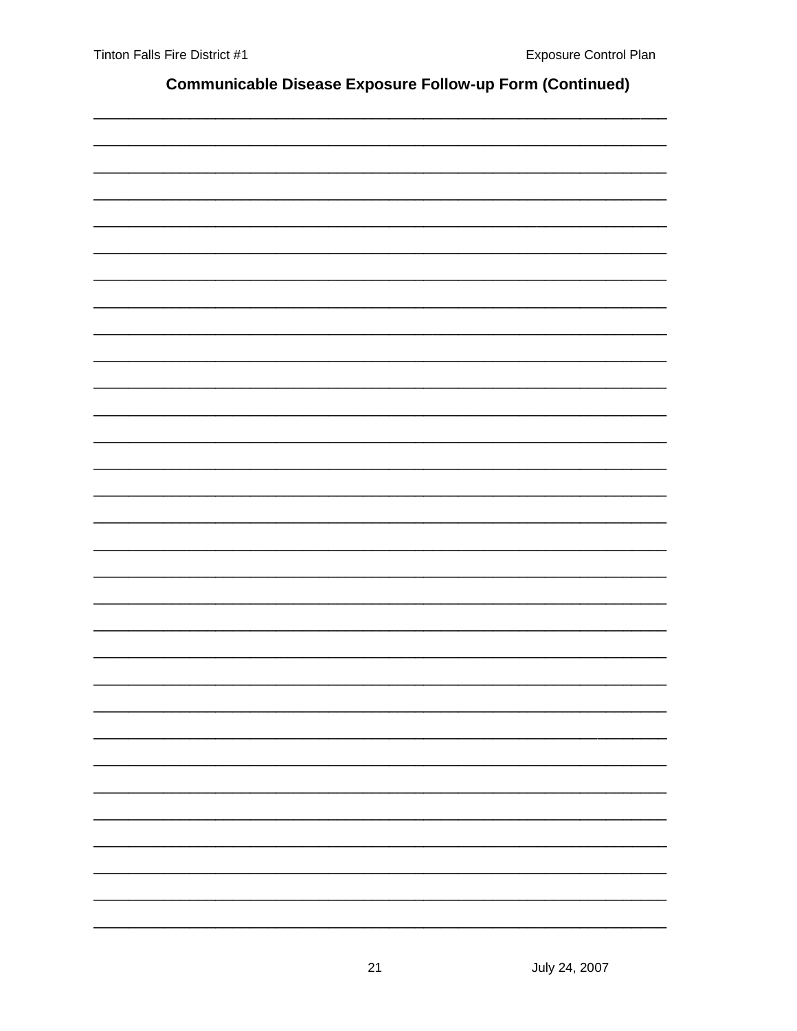## Communicable Disease Exposure Follow-up Form (Continued)

\_\_\_\_\_\_\_\_\_\_\_\_\_\_\_\_\_\_\_\_\_\_\_\_\_\_\_\_\_\_\_\_\_\_\_\_\_\_\_\_\_\_\_\_\_\_\_\_\_\_\_\_\_\_\_\_\_\_\_\_\_\_\_\_\_\_\_\_\_\_\_\_\_\_\_\_

\_\_\_\_\_\_\_\_\_\_\_\_\_\_\_\_\_\_\_\_\_\_\_\_\_\_\_\_\_\_\_\_\_\_\_\_\_\_\_\_\_\_\_\_\_\_\_\_\_\_\_\_\_\_\_\_\_\_\_\_\_\_\_\_\_\_\_\_\_\_\_\_\_\_\_\_

\_\_\_\_\_\_\_\_\_\_\_\_\_\_\_\_\_\_\_\_\_\_\_\_\_\_\_\_\_\_\_\_\_\_\_\_\_\_\_\_\_\_\_\_\_\_\_\_\_\_\_\_\_\_\_\_\_\_\_\_\_\_\_\_\_\_\_\_\_\_\_\_\_\_\_\_

\_\_\_\_\_\_\_\_\_\_\_\_\_\_\_\_\_\_\_\_\_\_\_\_\_\_\_\_\_\_\_\_\_\_\_\_\_\_\_\_\_\_\_\_\_\_\_\_\_\_\_\_\_\_\_\_\_\_\_\_\_\_\_\_\_\_\_\_\_\_\_\_\_\_\_\_

\_\_\_\_\_\_\_\_\_\_\_\_\_\_\_\_\_\_\_\_\_\_\_\_\_\_\_\_\_\_\_\_\_\_\_\_\_\_\_\_\_\_\_\_\_\_\_\_\_\_\_\_\_\_\_\_\_\_\_\_\_\_\_\_\_\_\_\_\_\_\_\_\_\_\_\_

\_\_\_\_\_\_\_\_\_\_\_\_\_\_\_\_\_\_\_\_\_\_\_\_\_\_\_\_\_\_\_\_\_\_\_\_\_\_\_\_\_\_\_\_\_\_\_\_\_\_\_\_\_\_\_\_\_\_\_\_\_\_\_\_\_\_\_\_\_\_\_\_\_\_\_\_

\_\_\_\_\_\_\_\_\_\_\_\_\_\_\_\_\_\_\_\_\_\_\_\_\_\_\_\_\_\_\_\_\_\_\_\_\_\_\_\_\_\_\_\_\_\_\_\_\_\_\_\_\_\_\_\_\_\_\_\_\_\_\_\_\_\_\_\_\_\_\_\_\_\_\_\_

\_\_\_\_\_\_\_\_\_\_\_\_\_\_\_\_\_\_\_\_\_\_\_\_\_\_\_\_\_\_\_\_\_\_\_\_\_\_\_\_\_\_\_\_\_\_\_\_\_\_\_\_\_\_\_\_\_\_\_\_\_\_\_\_\_\_\_\_\_\_\_\_\_\_\_\_

\_\_\_\_\_\_\_\_\_\_\_\_\_\_\_\_\_\_\_\_\_\_\_\_\_\_\_\_\_\_\_\_\_\_\_\_\_\_\_\_\_\_\_\_\_\_\_\_\_\_\_\_\_\_\_\_\_\_\_\_\_\_\_\_\_\_\_\_\_\_\_\_\_\_\_\_

\_\_\_\_\_\_\_\_\_\_\_\_\_\_\_\_\_\_\_\_\_\_\_\_\_\_\_\_\_\_\_\_\_\_\_\_\_\_\_\_\_\_\_\_\_\_\_\_\_\_\_\_\_\_\_\_\_\_\_\_\_\_\_\_\_\_\_\_\_\_\_\_\_\_\_\_

\_\_\_\_\_\_\_\_\_\_\_\_\_\_\_\_\_\_\_\_\_\_\_\_\_\_\_\_\_\_\_\_\_\_\_\_\_\_\_\_\_\_\_\_\_\_\_\_\_\_\_\_\_\_\_\_\_\_\_\_\_\_\_\_\_\_\_\_\_\_\_\_\_\_\_\_

\_\_\_\_\_\_\_\_\_\_\_\_\_\_\_\_\_\_\_\_\_\_\_\_\_\_\_\_\_\_\_\_\_\_\_\_\_\_\_\_\_\_\_\_\_\_\_\_\_\_\_\_\_\_\_\_\_\_\_\_\_\_\_\_\_\_\_\_\_\_\_\_\_\_\_\_

\_\_\_\_\_\_\_\_\_\_\_\_\_\_\_\_\_\_\_\_\_\_\_\_\_\_\_\_\_\_\_\_\_\_\_\_\_\_\_\_\_\_\_\_\_\_\_\_\_\_\_\_\_\_\_\_\_\_\_\_\_\_\_\_\_\_\_\_\_\_\_\_\_\_\_\_

\_\_\_\_\_\_\_\_\_\_\_\_\_\_\_\_\_\_\_\_\_\_\_\_\_\_\_\_\_\_\_\_\_\_\_\_\_\_\_\_\_\_\_\_\_\_\_\_\_\_\_\_\_\_\_\_\_\_\_\_\_\_\_\_\_\_\_\_\_\_\_\_\_\_\_\_

\_\_\_\_\_\_\_\_\_\_\_\_\_\_\_\_\_\_\_\_\_\_\_\_\_\_\_\_\_\_\_\_\_\_\_\_\_\_\_\_\_\_\_\_\_\_\_\_\_\_\_\_\_\_\_\_\_\_\_\_\_\_\_\_\_\_\_\_\_\_\_\_\_\_\_\_

\_\_\_\_\_\_\_\_\_\_\_\_\_\_\_\_\_\_\_\_\_\_\_\_\_\_\_\_\_\_\_\_\_\_\_\_\_\_\_\_\_\_\_\_\_\_\_\_\_\_\_\_\_\_\_\_\_\_\_\_\_\_\_\_\_\_\_\_\_\_\_\_\_\_\_\_

\_\_\_\_\_\_\_\_\_\_\_\_\_\_\_\_\_\_\_\_\_\_\_\_\_\_\_\_\_\_\_\_\_\_\_\_\_\_\_\_\_\_\_\_\_\_\_\_\_\_\_\_\_\_\_\_\_\_\_\_\_\_\_\_\_\_\_\_\_\_\_\_\_\_\_\_

\_\_\_\_\_\_\_\_\_\_\_\_\_\_\_\_\_\_\_\_\_\_\_\_\_\_\_\_\_\_\_\_\_\_\_\_\_\_\_\_\_\_\_\_\_\_\_\_\_\_\_\_\_\_\_\_\_\_\_\_\_\_\_\_\_\_\_\_\_\_\_\_\_\_\_\_

\_\_\_\_\_\_\_\_\_\_\_\_\_\_\_\_\_\_\_\_\_\_\_\_\_\_\_\_\_\_\_\_\_\_\_\_\_\_\_\_\_\_\_\_\_\_\_\_\_\_\_\_\_\_\_\_\_\_\_\_\_\_\_\_\_\_\_\_\_\_\_\_\_\_\_\_

\_\_\_\_\_\_\_\_\_\_\_\_\_\_\_\_\_\_\_\_\_\_\_\_\_\_\_\_\_\_\_\_\_\_\_\_\_\_\_\_\_\_\_\_\_\_\_\_\_\_\_\_\_\_\_\_\_\_\_\_\_\_\_\_\_\_\_\_\_\_\_\_\_\_\_\_

\_\_\_\_\_\_\_\_\_\_\_\_\_\_\_\_\_\_\_\_\_\_\_\_\_\_\_\_\_\_\_\_\_\_\_\_\_\_\_\_\_\_\_\_\_\_\_\_\_\_\_\_\_\_\_\_\_\_\_\_\_\_\_\_\_\_\_\_\_\_\_\_\_\_\_\_

\_\_\_\_\_\_\_\_\_\_\_\_\_\_\_\_\_\_\_\_\_\_\_\_\_\_\_\_\_\_\_\_\_\_\_\_\_\_\_\_\_\_\_\_\_\_\_\_\_\_\_\_\_\_\_\_\_\_\_\_\_\_\_\_\_\_\_\_\_\_\_\_\_\_\_\_

\_\_\_\_\_\_\_\_\_\_\_\_\_\_\_\_\_\_\_\_\_\_\_\_\_\_\_\_\_\_\_\_\_\_\_\_\_\_\_\_\_\_\_\_\_\_\_\_\_\_\_\_\_\_\_\_\_\_\_\_\_\_\_\_\_\_\_\_\_\_\_\_\_\_\_\_

\_\_\_\_\_\_\_\_\_\_\_\_\_\_\_\_\_\_\_\_\_\_\_\_\_\_\_\_\_\_\_\_\_\_\_\_\_\_\_\_\_\_\_\_\_\_\_\_\_\_\_\_\_\_\_\_\_\_\_\_\_\_\_\_\_\_\_\_\_\_\_\_\_\_\_\_

\_\_\_\_\_\_\_\_\_\_\_\_\_\_\_\_\_\_\_\_\_\_\_\_\_\_\_\_\_\_\_\_\_\_\_\_\_\_\_\_\_\_\_\_\_\_\_\_\_\_\_\_\_\_\_\_\_\_\_\_\_\_\_\_\_\_\_\_\_\_\_\_\_\_\_\_

\_\_\_\_\_\_\_\_\_\_\_\_\_\_\_\_\_\_\_\_\_\_\_\_\_\_\_\_\_\_\_\_\_\_\_\_\_\_\_\_\_\_\_\_\_\_\_\_\_\_\_\_\_\_\_\_\_\_\_\_\_\_\_\_\_\_\_\_\_\_\_\_\_\_\_\_

\_\_\_\_\_\_\_\_\_\_\_\_\_\_\_\_\_\_\_\_\_\_\_\_\_\_\_\_\_\_\_\_\_\_\_\_\_\_\_\_\_\_\_\_\_\_\_\_\_\_\_\_\_\_\_\_\_\_\_\_\_\_\_\_\_\_\_\_\_\_\_\_\_\_\_\_

\_\_\_\_\_\_\_\_\_\_\_\_\_\_\_\_\_\_\_\_\_\_\_\_\_\_\_\_\_\_\_\_\_\_\_\_\_\_\_\_\_\_\_\_\_\_\_\_\_\_\_\_\_\_\_\_\_\_\_\_\_\_\_\_\_\_\_\_\_\_\_\_\_\_\_\_

\_\_\_\_\_\_\_\_\_\_\_\_\_\_\_\_\_\_\_\_\_\_\_\_\_\_\_\_\_\_\_\_\_\_\_\_\_\_\_\_\_\_\_\_\_\_\_\_\_\_\_\_\_\_\_\_\_\_\_\_\_\_\_\_\_\_\_\_\_\_\_\_\_\_\_\_

\_\_\_\_\_\_\_\_\_\_\_\_\_\_\_\_\_\_\_\_\_\_\_\_\_\_\_\_\_\_\_\_\_\_\_\_\_\_\_\_\_\_\_\_\_\_\_\_\_\_\_\_\_\_\_\_\_\_\_\_\_\_\_\_\_\_\_\_\_\_\_\_\_\_\_\_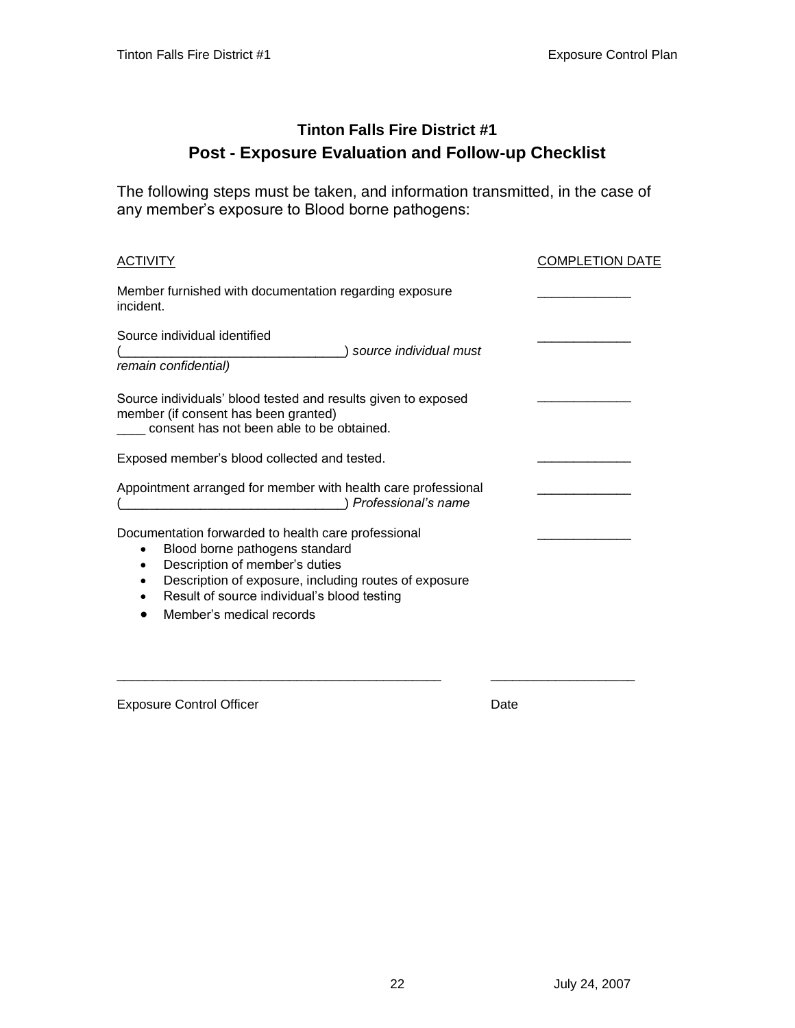# Tinton Falls Fire District #1

## Post - Exposure Evaluation and Follow-up Checklist

The following steps must be taken, and information transmitted, in the case of any member's exposure to Blood borne pathogens:

| ACTIVITY | COMPLETION DATE |
|---|---|
| Member furnished with documentation regarding exposure incident. | ____________ |
| Source individual identified (______________________________) *source individual must remain confidential)* | ____________ |
| Source individuals' blood tested and results given to exposed member (if consent has been granted)<br>____ consent has not been able to be obtained. | ____________ |
| Exposed member's blood collected and tested. | ____________ |
| Appointment arranged for member with health care professional (______________________________) *Professional's name* | ____________ |
| Documentation forwarded to health care professional<br>• Blood borne pathogens standard<br>• Description of member's duties<br>• Description of exposure, including routes of exposure<br>• Result of source individual's blood testing<br>• Member's medical records | ____________ |

_____________________________________________ ____________________

Exposure Control Officer Date